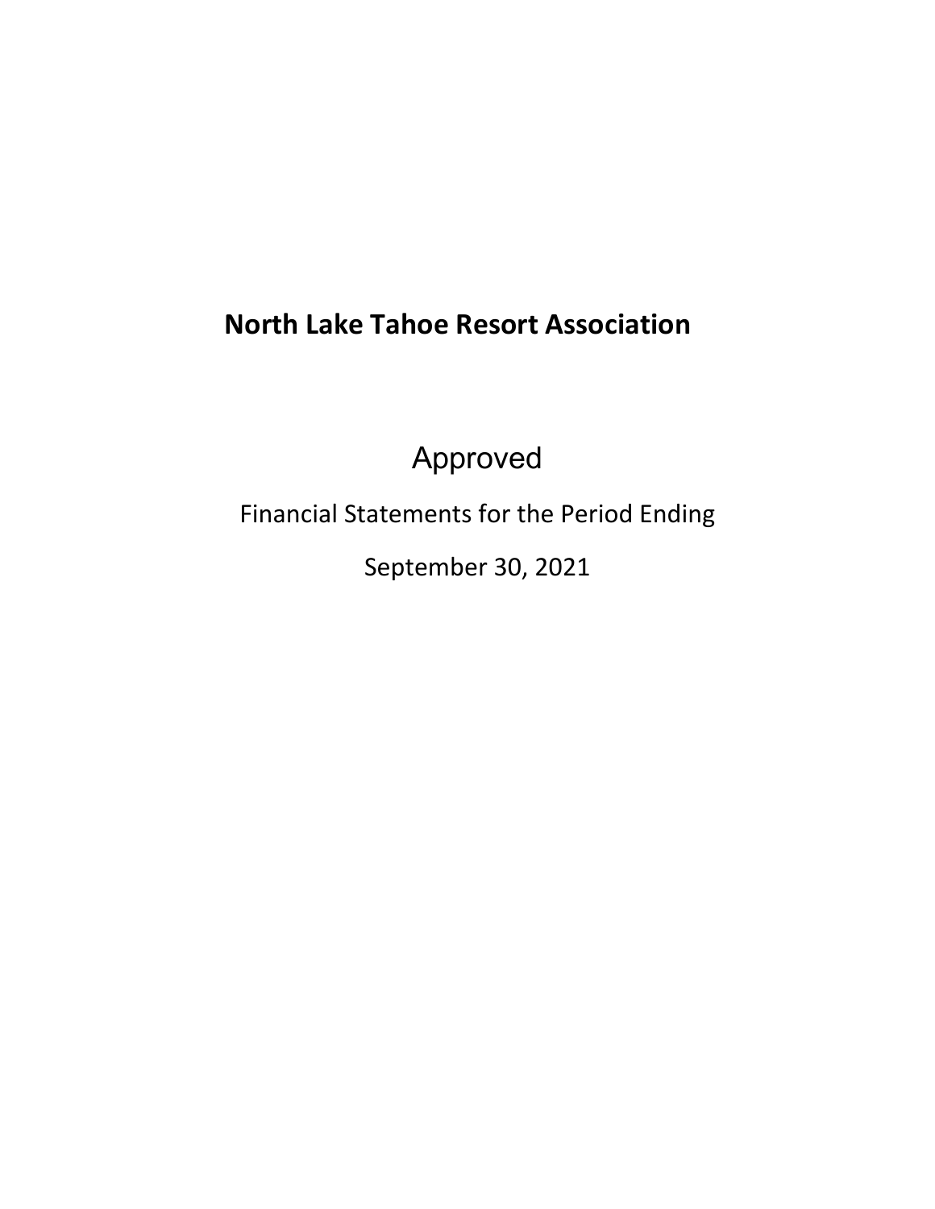# North Lake Tahoe Resort Association

Approved

Financial Statements for the Period Ending

September 30, 2021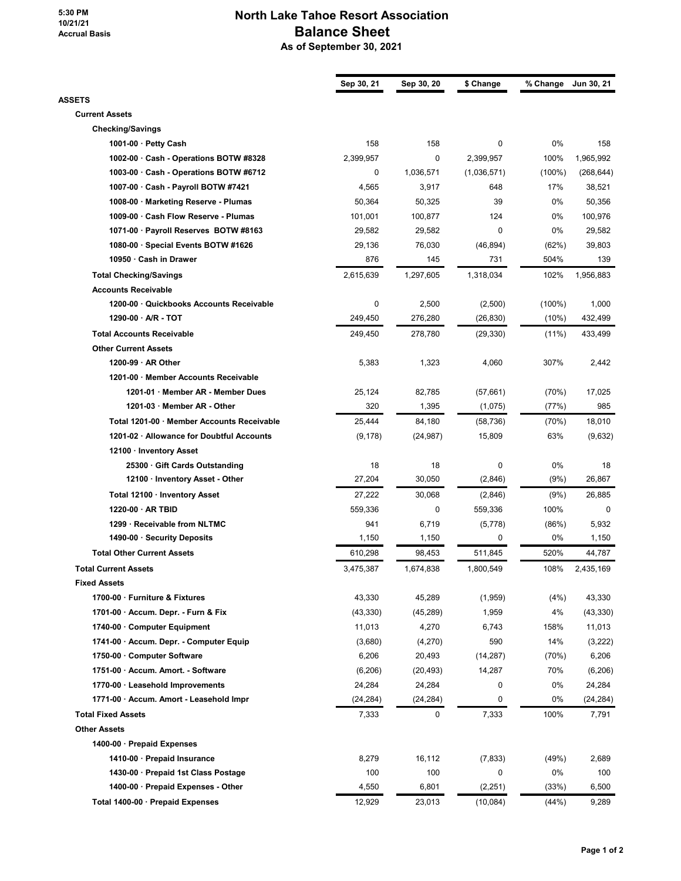5:30 PM
10/21/21
Accrual Basis

# North Lake Tahoe Resort Association
## Balance Sheet
### As of September 30, 2021

| | Sep 30, 21 | Sep 30, 20 | $ Change | % Change | Jun 30, 21 |
|---|---|---|---|---|---|
| **ASSETS** | | | | | |
| **Current Assets** | | | | | |
| **Checking/Savings** | | | | | |
| 1001-00 · Petty Cash | 158 | 158 | 0 | 0% | 158 |
| 1002-00 · Cash - Operations BOTW #8328 | 2,399,957 | 0 | 2,399,957 | 100% | 1,965,992 |
| 1003-00 · Cash - Operations BOTW #6712 | 0 | 1,036,571 | (1,036,571) | (100%) | (268,644) |
| 1007-00 · Cash - Payroll BOTW #7421 | 4,565 | 3,917 | 648 | 17% | 38,521 |
| 1008-00 · Marketing Reserve - Plumas | 50,364 | 50,325 | 39 | 0% | 50,356 |
| 1009-00 · Cash Flow Reserve - Plumas | 101,001 | 100,877 | 124 | 0% | 100,976 |
| 1071-00 · Payroll Reserves BOTW #8163 | 29,582 | 29,582 | 0 | 0% | 29,582 |
| 1080-00 · Special Events BOTW #1626 | 29,136 | 76,030 | (46,894) | (62%) | 39,803 |
| 10950 · Cash in Drawer | 876 | 145 | 731 | 504% | 139 |
| **Total Checking/Savings** | 2,615,639 | 1,297,605 | 1,318,034 | 102% | 1,956,883 |
| **Accounts Receivable** | | | | | |
| 1200-00 · Quickbooks Accounts Receivable | 0 | 2,500 | (2,500) | (100%) | 1,000 |
| 1290-00 · A/R - TOT | 249,450 | 276,280 | (26,830) | (10%) | 432,499 |
| **Total Accounts Receivable** | 249,450 | 278,780 | (29,330) | (11%) | 433,499 |
| **Other Current Assets** | | | | | |
| 1200-99 · AR Other | 5,383 | 1,323 | 4,060 | 307% | 2,442 |
| 1201-00 · Member Accounts Receivable | | | | | |
| 1201-01 · Member AR - Member Dues | 25,124 | 82,785 | (57,661) | (70%) | 17,025 |
| 1201-03 · Member AR - Other | 320 | 1,395 | (1,075) | (77%) | 985 |
| Total 1201-00 · Member Accounts Receivable | 25,444 | 84,180 | (58,736) | (70%) | 18,010 |
| 1201-02 · Allowance for Doubtful Accounts | (9,178) | (24,987) | 15,809 | 63% | (9,632) |
| 12100 · Inventory Asset | | | | | |
| 25300 · Gift Cards Outstanding | 18 | 18 | 0 | 0% | 18 |
| 12100 · Inventory Asset - Other | 27,204 | 30,050 | (2,846) | (9%) | 26,867 |
| Total 12100 · Inventory Asset | 27,222 | 30,068 | (2,846) | (9%) | 26,885 |
| 1220-00 · AR TBID | 559,336 | 0 | 559,336 | 100% | 0 |
| 1299 · Receivable from NLTMC | 941 | 6,719 | (5,778) | (86%) | 5,932 |
| 1490-00 · Security Deposits | 1,150 | 1,150 | 0 | 0% | 1,150 |
| **Total Other Current Assets** | 610,298 | 98,453 | 511,845 | 520% | 44,787 |
| **Total Current Assets** | 3,475,387 | 1,674,838 | 1,800,549 | 108% | 2,435,169 |
| **Fixed Assets** | | | | | |
| 1700-00 · Furniture & Fixtures | 43,330 | 45,289 | (1,959) | (4%) | 43,330 |
| 1701-00 · Accum. Depr. - Furn & Fix | (43,330) | (45,289) | 1,959 | 4% | (43,330) |
| 1740-00 · Computer Equipment | 11,013 | 4,270 | 6,743 | 158% | 11,013 |
| 1741-00 · Accum. Depr. - Computer Equip | (3,680) | (4,270) | 590 | 14% | (3,222) |
| 1750-00 · Computer Software | 6,206 | 20,493 | (14,287) | (70%) | 6,206 |
| 1751-00 · Accum. Amort. - Software | (6,206) | (20,493) | 14,287 | 70% | (6,206) |
| 1770-00 · Leasehold Improvements | 24,284 | 24,284 | 0 | 0% | 24,284 |
| 1771-00 · Accum. Amort - Leasehold Impr | (24,284) | (24,284) | 0 | 0% | (24,284) |
| **Total Fixed Assets** | 7,333 | 0 | 7,333 | 100% | 7,791 |
| **Other Assets** | | | | | |
| 1400-00 · Prepaid Expenses | | | | | |
| 1410-00 · Prepaid Insurance | 8,279 | 16,112 | (7,833) | (49%) | 2,689 |
| 1430-00 · Prepaid 1st Class Postage | 100 | 100 | 0 | 0% | 100 |
| 1400-00 · Prepaid Expenses - Other | 4,550 | 6,801 | (2,251) | (33%) | 6,500 |
| Total 1400-00 · Prepaid Expenses | 12,929 | 23,013 | (10,084) | (44%) | 9,289 |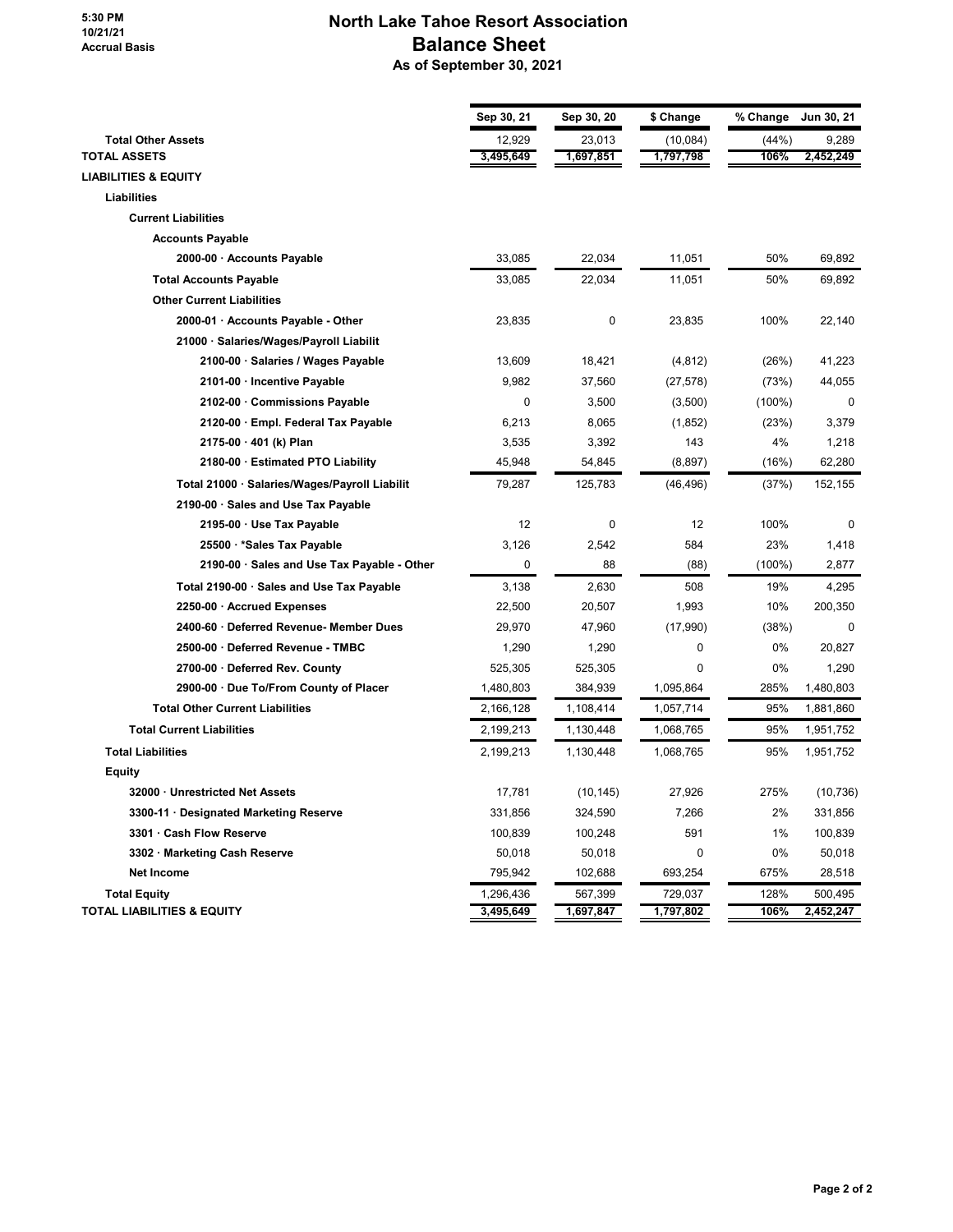# North Lake Tahoe Resort Association
## Balance Sheet
### As of September 30, 2021

5:30 PM
10/21/21
Accrual Basis

| | Sep 30, 21 | Sep 30, 20 | $ Change | % Change | Jun 30, 21 |
|---|---|---|---|---|---|
| **Total Other Assets** | 12,929 | 23,013 | (10,084) | (44%) | 9,289 |
| **TOTAL ASSETS** | 3,495,649 | 1,697,851 | 1,797,798 | 106% | 2,452,249 |
| **LIABILITIES & EQUITY** | | | | | |
| **Liabilities** | | | | | |
| **Current Liabilities** | | | | | |
| **Accounts Payable** | | | | | |
| 2000-00 · Accounts Payable | 33,085 | 22,034 | 11,051 | 50% | 69,892 |
| **Total Accounts Payable** | 33,085 | 22,034 | 11,051 | 50% | 69,892 |
| **Other Current Liabilities** | | | | | |
| 2000-01 · Accounts Payable - Other | 23,835 | 0 | 23,835 | 100% | 22,140 |
| 21000 · Salaries/Wages/Payroll Liabilit | | | | | |
| 2100-00 · Salaries / Wages Payable | 13,609 | 18,421 | (4,812) | (26%) | 41,223 |
| 2101-00 · Incentive Payable | 9,982 | 37,560 | (27,578) | (73%) | 44,055 |
| 2102-00 · Commissions Payable | 0 | 3,500 | (3,500) | (100%) | 0 |
| 2120-00 · Empl. Federal Tax Payable | 6,213 | 8,065 | (1,852) | (23%) | 3,379 |
| 2175-00 · 401 (k) Plan | 3,535 | 3,392 | 143 | 4% | 1,218 |
| 2180-00 · Estimated PTO Liability | 45,948 | 54,845 | (8,897) | (16%) | 62,280 |
| Total 21000 · Salaries/Wages/Payroll Liabilit | 79,287 | 125,783 | (46,496) | (37%) | 152,155 |
| 2190-00 · Sales and Use Tax Payable | | | | | |
| 2195-00 · Use Tax Payable | 12 | 0 | 12 | 100% | 0 |
| 25500 · *Sales Tax Payable | 3,126 | 2,542 | 584 | 23% | 1,418 |
| 2190-00 · Sales and Use Tax Payable - Other | 0 | 88 | (88) | (100%) | 2,877 |
| Total 2190-00 · Sales and Use Tax Payable | 3,138 | 2,630 | 508 | 19% | 4,295 |
| 2250-00 · Accrued Expenses | 22,500 | 20,507 | 1,993 | 10% | 200,350 |
| 2400-60 · Deferred Revenue- Member Dues | 29,970 | 47,960 | (17,990) | (38%) | 0 |
| 2500-00 · Deferred Revenue - TMBC | 1,290 | 1,290 | 0 | 0% | 20,827 |
| 2700-00 · Deferred Rev. County | 525,305 | 525,305 | 0 | 0% | 1,290 |
| 2900-00 · Due To/From County of Placer | 1,480,803 | 384,939 | 1,095,864 | 285% | 1,480,803 |
| **Total Other Current Liabilities** | 2,166,128 | 1,108,414 | 1,057,714 | 95% | 1,881,860 |
| **Total Current Liabilities** | 2,199,213 | 1,130,448 | 1,068,765 | 95% | 1,951,752 |
| **Total Liabilities** | 2,199,213 | 1,130,448 | 1,068,765 | 95% | 1,951,752 |
| **Equity** | | | | | |
| 32000 · Unrestricted Net Assets | 17,781 | (10,145) | 27,926 | 275% | (10,736) |
| 3300-11 · Designated Marketing Reserve | 331,856 | 324,590 | 7,266 | 2% | 331,856 |
| 3301 · Cash Flow Reserve | 100,839 | 100,248 | 591 | 1% | 100,839 |
| 3302 · Marketing Cash Reserve | 50,018 | 50,018 | 0 | 0% | 50,018 |
| Net Income | 795,942 | 102,688 | 693,254 | 675% | 28,518 |
| **Total Equity** | 1,296,436 | 567,399 | 729,037 | 128% | 500,495 |
| **TOTAL LIABILITIES & EQUITY** | 3,495,649 | 1,697,847 | 1,797,802 | 106% | 2,452,247 |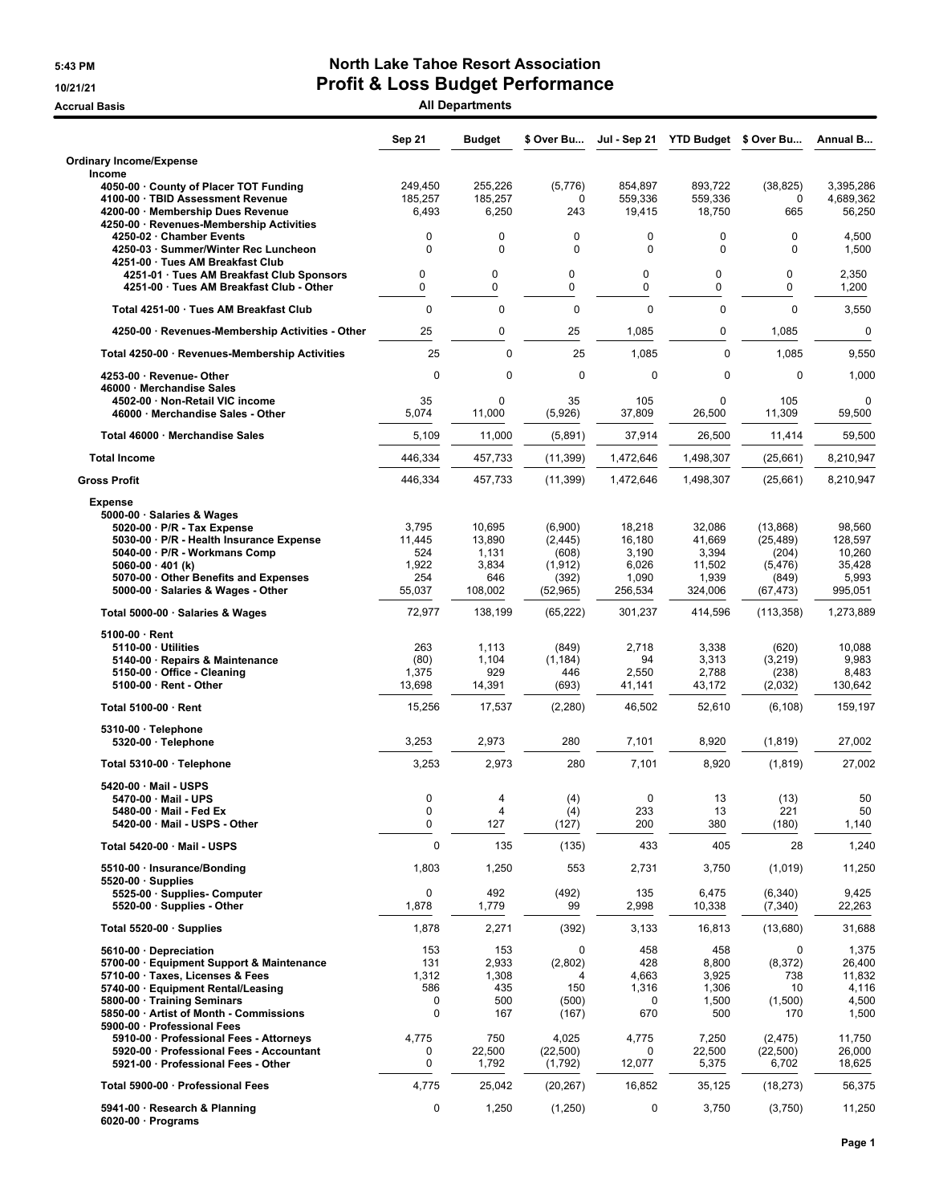# North Lake Tahoe Resort Association
## Profit & Loss Budget Performance
### All Departments

5:43 PM
10/21/21
Accrual Basis

| | Sep 21 | Budget | $ Over Bu... | Jul - Sep 21 | YTD Budget | $ Over Bu... | Annual B... |
|---|---|---|---|---|---|---|---|
| **Ordinary Income/Expense** | | | | | | | |
| **Income** | | | | | | | |
| 4050-00 · County of Placer TOT Funding | 249,450 | 255,226 | (5,776) | 854,897 | 893,722 | (38,825) | 3,395,286 |
| 4100-00 · TBID Assessment Revenue | 185,257 | 185,257 | 0 | 559,336 | 559,336 | 0 | 4,689,362 |
| 4200-00 · Membership Dues Revenue | 6,493 | 6,250 | 243 | 19,415 | 18,750 | 665 | 56,250 |
| 4250-00 · Revenues-Membership Activities | | | | | | | |
| 4250-02 · Chamber Events | 0 | 0 | 0 | 0 | 0 | 0 | 4,500 |
| 4250-03 · Summer/Winter Rec Luncheon | 0 | 0 | 0 | 0 | 0 | 0 | 1,500 |
| 4251-00 · Tues AM Breakfast Club | | | | | | | |
| 4251-01 · Tues AM Breakfast Club Sponsors | 0 | 0 | 0 | 0 | 0 | 0 | 2,350 |
| 4251-00 · Tues AM Breakfast Club - Other | 0 | 0 | 0 | 0 | 0 | 0 | 1,200 |
| Total 4251-00 · Tues AM Breakfast Club | 0 | 0 | 0 | 0 | 0 | 0 | 3,550 |
| 4250-00 · Revenues-Membership Activities - Other | 25 | 0 | 25 | 1,085 | 0 | 1,085 | 0 |
| Total 4250-00 · Revenues-Membership Activities | 25 | 0 | 25 | 1,085 | 0 | 1,085 | 9,550 |
| 4253-00 · Revenue- Other | 0 | 0 | 0 | 0 | 0 | 0 | 1,000 |
| 46000 · Merchandise Sales | | | | | | | |
| 4502-00 · Non-Retail VIC income | 35 | 0 | 35 | 105 | 0 | 105 | 0 |
| 46000 · Merchandise Sales - Other | 5,074 | 11,000 | (5,926) | 37,809 | 26,500 | 11,309 | 59,500 |
| Total 46000 · Merchandise Sales | 5,109 | 11,000 | (5,891) | 37,914 | 26,500 | 11,414 | 59,500 |
| **Total Income** | 446,334 | 457,733 | (11,399) | 1,472,646 | 1,498,307 | (25,661) | 8,210,947 |
| **Gross Profit** | 446,334 | 457,733 | (11,399) | 1,472,646 | 1,498,307 | (25,661) | 8,210,947 |
| **Expense** | | | | | | | |
| 5000-00 · Salaries & Wages | | | | | | | |
| 5020-00 · P/R - Tax Expense | 3,795 | 10,695 | (6,900) | 18,218 | 32,086 | (13,868) | 98,560 |
| 5030-00 · P/R - Health Insurance Expense | 11,445 | 13,890 | (2,445) | 16,180 | 41,669 | (25,489) | 128,597 |
| 5040-00 · P/R - Workmans Comp | 524 | 1,131 | (608) | 3,190 | 3,394 | (204) | 10,260 |
| 5060-00 · 401 (k) | 1,922 | 3,834 | (1,912) | 6,026 | 11,502 | (5,476) | 35,428 |
| 5070-00 · Other Benefits and Expenses | 254 | 646 | (392) | 1,090 | 1,939 | (849) | 5,993 |
| 5000-00 · Salaries & Wages - Other | 55,037 | 108,002 | (52,965) | 256,534 | 324,006 | (67,473) | 995,051 |
| Total 5000-00 · Salaries & Wages | 72,977 | 138,199 | (65,222) | 301,237 | 414,596 | (113,358) | 1,273,889 |
| 5100-00 · Rent | | | | | | | |
| 5110-00 · Utilities | 263 | 1,113 | (849) | 2,718 | 3,338 | (620) | 10,088 |
| 5140-00 · Repairs & Maintenance | (80) | 1,104 | (1,184) | 94 | 3,313 | (3,219) | 9,983 |
| 5150-00 · Office - Cleaning | 1,375 | 929 | 446 | 2,550 | 2,788 | (238) | 8,483 |
| 5100-00 · Rent - Other | 13,698 | 14,391 | (693) | 41,141 | 43,172 | (2,032) | 130,642 |
| Total 5100-00 · Rent | 15,256 | 17,537 | (2,280) | 46,502 | 52,610 | (6,108) | 159,197 |
| 5310-00 · Telephone | | | | | | | |
| 5320-00 · Telephone | 3,253 | 2,973 | 280 | 7,101 | 8,920 | (1,819) | 27,002 |
| Total 5310-00 · Telephone | 3,253 | 2,973 | 280 | 7,101 | 8,920 | (1,819) | 27,002 |
| 5420-00 · Mail - USPS | | | | | | | |
| 5470-00 · Mail - UPS | 0 | 4 | (4) | 0 | 13 | (13) | 50 |
| 5480-00 · Mail - Fed Ex | 0 | 4 | (4) | 233 | 13 | 221 | 50 |
| 5420-00 · Mail - USPS - Other | 0 | 127 | (127) | 200 | 380 | (180) | 1,140 |
| Total 5420-00 · Mail - USPS | 0 | 135 | (135) | 433 | 405 | 28 | 1,240 |
| 5510-00 · Insurance/Bonding | 1,803 | 1,250 | 553 | 2,731 | 3,750 | (1,019) | 11,250 |
| 5520-00 · Supplies | | | | | | | |
| 5525-00 · Supplies- Computer | 0 | 492 | (492) | 135 | 6,475 | (6,340) | 9,425 |
| 5520-00 · Supplies - Other | 1,878 | 1,779 | 99 | 2,998 | 10,338 | (7,340) | 22,263 |
| Total 5520-00 · Supplies | 1,878 | 2,271 | (392) | 3,133 | 16,813 | (13,680) | 31,688 |
| 5610-00 · Depreciation | 153 | 153 | 0 | 458 | 458 | 0 | 1,375 |
| 5700-00 · Equipment Support & Maintenance | 131 | 2,933 | (2,802) | 428 | 8,800 | (8,372) | 26,400 |
| 5710-00 · Taxes, Licenses & Fees | 1,312 | 1,308 | 4 | 4,663 | 3,925 | 738 | 11,832 |
| 5740-00 · Equipment Rental/Leasing | 586 | 435 | 150 | 1,316 | 1,306 | 10 | 4,116 |
| 5800-00 · Training Seminars | 0 | 500 | (500) | 0 | 1,500 | (1,500) | 4,500 |
| 5850-00 · Artist of Month - Commissions | 0 | 167 | (167) | 670 | 500 | 170 | 1,500 |
| 5900-00 · Professional Fees | | | | | | | |
| 5910-00 · Professional Fees - Attorneys | 4,775 | 750 | 4,025 | 4,775 | 7,250 | (2,475) | 11,750 |
| 5920-00 · Professional Fees - Accountant | 0 | 22,500 | (22,500) | 0 | 22,500 | (22,500) | 26,000 |
| 5921-00 · Professional Fees - Other | 0 | 1,792 | (1,792) | 12,077 | 5,375 | 6,702 | 18,625 |
| Total 5900-00 · Professional Fees | 4,775 | 25,042 | (20,267) | 16,852 | 35,125 | (18,273) | 56,375 |
| 5941-00 · Research & Planning | 0 | 1,250 | (1,250) | 0 | 3,750 | (3,750) | 11,250 |
| 6020-00 · Programs | | | | | | | |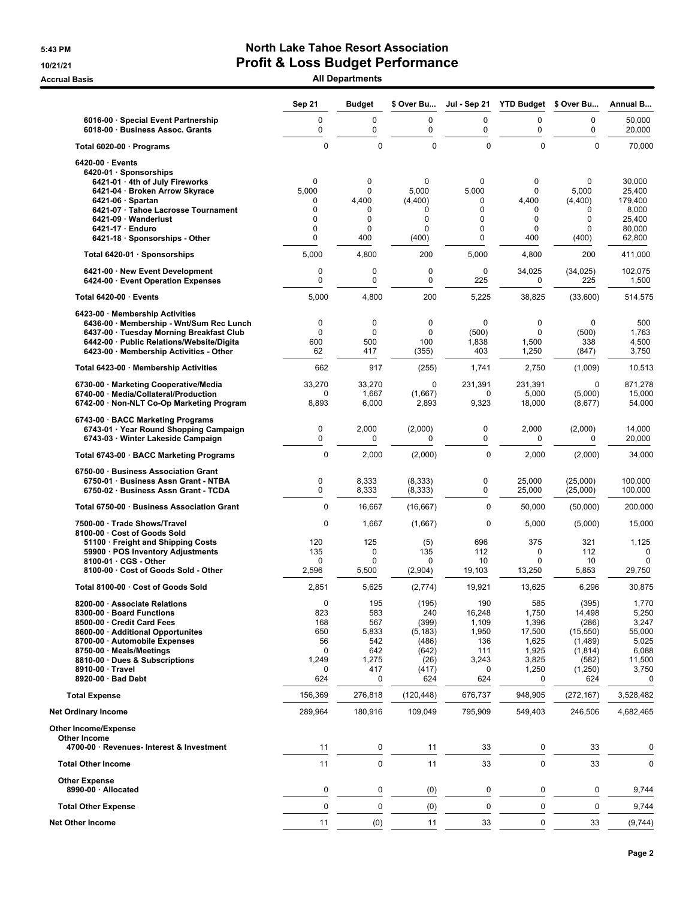# North Lake Tahoe Resort Association
## Profit & Loss Budget Performance
### All Departments

Accrual Basis

| | Sep 21 | Budget | $ Over Bu... | Jul - Sep 21 | YTD Budget | $ Over Bu... | Annual B... |
|---|---|---|---|---|---|---|---|
| 6016-00 · Special Event Partnership | 0 | 0 | 0 | 0 | 0 | 0 | 50,000 |
| 6018-00 · Business Assoc. Grants | 0 | 0 | 0 | 0 | 0 | 0 | 20,000 |
| Total 6020-00 · Programs | 0 | 0 | 0 | 0 | 0 | 0 | 70,000 |
| 6420-00 · Events | | | | | | | |
| 6420-01 · Sponsorships | | | | | | | |
| 6421-01 · 4th of July Fireworks | 0 | 0 | 0 | 0 | 0 | 0 | 30,000 |
| 6421-04 · Broken Arrow Skyrace | 5,000 | 0 | 5,000 | 5,000 | 0 | 5,000 | 25,400 |
| 6421-06 · Spartan | 0 | 4,400 | (4,400) | 0 | 4,400 | (4,400) | 179,400 |
| 6421-07 · Tahoe Lacrosse Tournament | 0 | 0 | 0 | 0 | 0 | 0 | 8,000 |
| 6421-09 · Wanderlust | 0 | 0 | 0 | 0 | 0 | 0 | 25,400 |
| 6421-17 · Enduro | 0 | 0 | 0 | 0 | 0 | 0 | 80,000 |
| 6421-18 · Sponsorships - Other | 0 | 400 | (400) | 0 | 400 | (400) | 62,800 |
| Total 6420-01 · Sponsorships | 5,000 | 4,800 | 200 | 5,000 | 4,800 | 200 | 411,000 |
| 6421-00 · New Event Development | 0 | 0 | 0 | 0 | 34,025 | (34,025) | 102,075 |
| 6424-00 · Event Operation Expenses | 0 | 0 | 0 | 225 | 0 | 225 | 1,500 |
| Total 6420-00 · Events | 5,000 | 4,800 | 200 | 5,225 | 38,825 | (33,600) | 514,575 |
| 6423-00 · Membership Activities | | | | | | | |
| 6436-00 · Membership - Wnt/Sum Rec Lunch | 0 | 0 | 0 | 0 | 0 | 0 | 500 |
| 6437-00 · Tuesday Morning Breakfast Club | 0 | 0 | 0 | (500) | 0 | (500) | 1,763 |
| 6442-00 · Public Relations/Website/Digita | 600 | 500 | 100 | 1,838 | 1,500 | 338 | 4,500 |
| 6423-00 · Membership Activities - Other | 62 | 417 | (355) | 403 | 1,250 | (847) | 3,750 |
| Total 6423-00 · Membership Activities | 662 | 917 | (255) | 1,741 | 2,750 | (1,009) | 10,513 |
| 6730-00 · Marketing Cooperative/Media | 33,270 | 33,270 | 0 | 231,391 | 231,391 | 0 | 871,278 |
| 6740-00 · Media/Collateral/Production | 0 | 1,667 | (1,667) | 0 | 5,000 | (5,000) | 15,000 |
| 6742-00 · Non-NLT Co-Op Marketing Program | 8,893 | 6,000 | 2,893 | 9,323 | 18,000 | (8,677) | 54,000 |
| 6743-00 · BACC Marketing Programs | | | | | | | |
| 6743-01 · Year Round Shopping Campaign | 0 | 2,000 | (2,000) | 0 | 2,000 | (2,000) | 14,000 |
| 6743-03 · Winter Lakeside Campaign | 0 | 0 | 0 | 0 | 0 | 0 | 20,000 |
| Total 6743-00 · BACC Marketing Programs | 0 | 2,000 | (2,000) | 0 | 2,000 | (2,000) | 34,000 |
| 6750-00 · Business Association Grant | | | | | | | |
| 6750-01 · Business Assn Grant - NTBA | 0 | 8,333 | (8,333) | 0 | 25,000 | (25,000) | 100,000 |
| 6750-02 · Business Assn Grant - TCDA | 0 | 8,333 | (8,333) | 0 | 25,000 | (25,000) | 100,000 |
| Total 6750-00 · Business Association Grant | 0 | 16,667 | (16,667) | 0 | 50,000 | (50,000) | 200,000 |
| 7500-00 · Trade Shows/Travel | 0 | 1,667 | (1,667) | 0 | 5,000 | (5,000) | 15,000 |
| 8100-00 · Cost of Goods Sold | | | | | | | |
| 51100 · Freight and Shipping Costs | 120 | 125 | (5) | 696 | 375 | 321 | 1,125 |
| 59900 · POS Inventory Adjustments | 135 | 0 | 135 | 112 | 0 | 112 | 0 |
| 8100-01 · CGS - Other | 0 | 0 | 0 | 10 | 0 | 10 | 0 |
| 8100-00 · Cost of Goods Sold - Other | 2,596 | 5,500 | (2,904) | 19,103 | 13,250 | 5,853 | 29,750 |
| Total 8100-00 · Cost of Goods Sold | 2,851 | 5,625 | (2,774) | 19,921 | 13,625 | 6,296 | 30,875 |
| 8200-00 · Associate Relations | 0 | 195 | (195) | 190 | 585 | (395) | 1,770 |
| 8300-00 · Board Functions | 823 | 583 | 240 | 16,248 | 1,750 | 14,498 | 5,250 |
| 8500-00 · Credit Card Fees | 168 | 567 | (399) | 1,109 | 1,396 | (286) | 3,247 |
| 8600-00 · Additional Opportunites | 650 | 5,833 | (5,183) | 1,950 | 17,500 | (15,550) | 55,000 |
| 8700-00 · Automobile Expenses | 56 | 542 | (486) | 136 | 1,625 | (1,489) | 5,025 |
| 8750-00 · Meals/Meetings | 0 | 642 | (642) | 111 | 1,925 | (1,814) | 6,088 |
| 8810-00 · Dues & Subscriptions | 1,249 | 1,275 | (26) | 3,243 | 3,825 | (582) | 11,500 |
| 8910-00 · Travel | 0 | 417 | (417) | 0 | 1,250 | (1,250) | 3,750 |
| 8920-00 · Bad Debt | 624 | 0 | 624 | 624 | 0 | 624 | 0 |
| **Total Expense** | 156,369 | 276,818 | (120,448) | 676,737 | 948,905 | (272,167) | 3,528,482 |
| **Net Ordinary Income** | 289,964 | 180,916 | 109,049 | 795,909 | 549,403 | 246,506 | 4,682,465 |
| **Other Income/Expense** | | | | | | | |
| Other Income | | | | | | | |
| 4700-00 · Revenues- Interest & Investment | 11 | 0 | 11 | 33 | 0 | 33 | 0 |
| **Total Other Income** | 11 | 0 | 11 | 33 | 0 | 33 | 0 |
| Other Expense | | | | | | | |
| 8990-00 · Allocated | 0 | 0 | (0) | 0 | 0 | 0 | 9,744 |
| **Total Other Expense** | 0 | 0 | (0) | 0 | 0 | 0 | 9,744 |
| **Net Other Income** | 11 | (0) | 11 | 33 | 0 | 33 | (9,744) |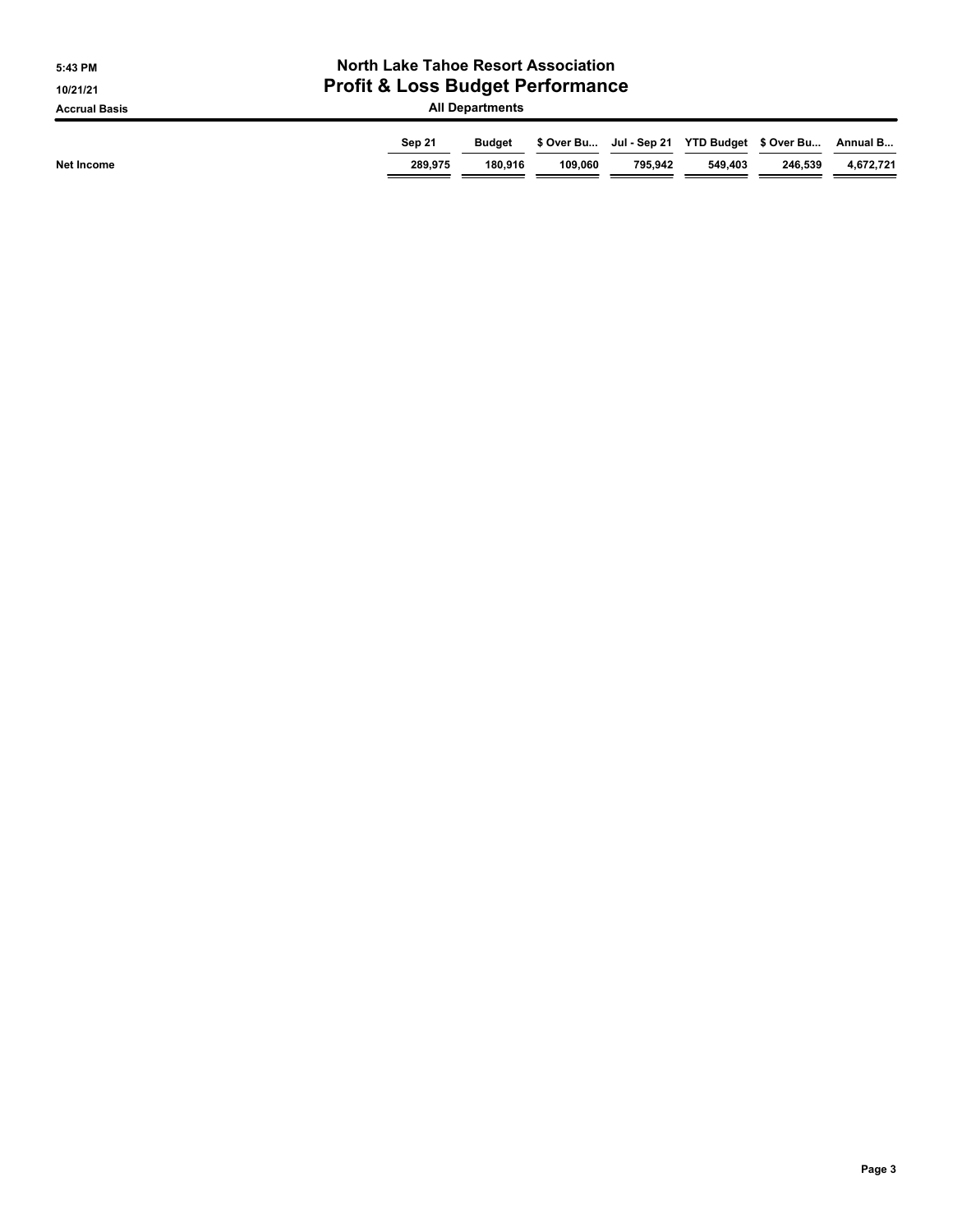# North Lake Tahoe Resort Association

## Profit & Loss Budget Performance

### All Departments

5:43 PM
10/21/21
Accrual Basis

| | Sep 21 | Budget | $ Over Bu... | Jul - Sep 21 | YTD Budget | $ Over Bu... | Annual B... |
|---|---|---|---|---|---|---|---|
| Net Income | 289,975 | 180,916 | 109,060 | 795,942 | 549,403 | 246,539 | 4,672,721 |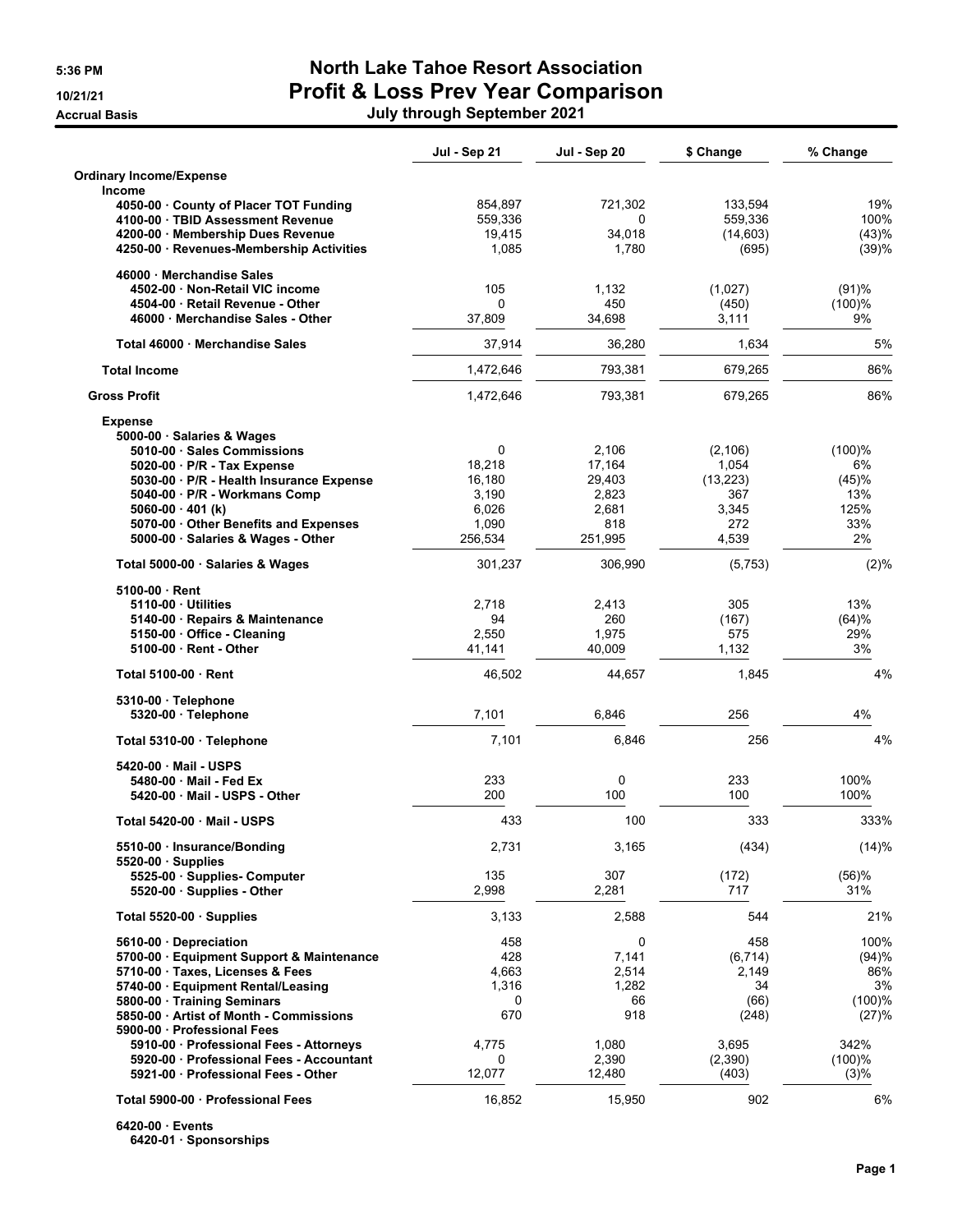# North Lake Tahoe Resort Association

## Profit & Loss Prev Year Comparison

### July through September 2021

5:36 PM
10/21/21
Accrual Basis

| | Jul - Sep 21 | Jul - Sep 20 | $ Change | % Change |
|---|---|---|---|---|
| **Ordinary Income/Expense** | | | | |
| **Income** | | | | |
| 4050-00 · County of Placer TOT Funding | 854,897 | 721,302 | 133,594 | 19% |
| 4100-00 · TBID Assessment Revenue | 559,336 | 0 | 559,336 | 100% |
| 4200-00 · Membership Dues Revenue | 19,415 | 34,018 | (14,603) | (43)% |
| 4250-00 · Revenues-Membership Activities | 1,085 | 1,780 | (695) | (39)% |
| 46000 · Merchandise Sales | | | | |
| 4502-00 · Non-Retail VIC income | 105 | 1,132 | (1,027) | (91)% |
| 4504-00 · Retail Revenue - Other | 0 | 450 | (450) | (100)% |
| 46000 · Merchandise Sales - Other | 37,809 | 34,698 | 3,111 | 9% |
| Total 46000 · Merchandise Sales | 37,914 | 36,280 | 1,634 | 5% |
| **Total Income** | 1,472,646 | 793,381 | 679,265 | 86% |
| **Gross Profit** | 1,472,646 | 793,381 | 679,265 | 86% |
| **Expense** | | | | |
| 5000-00 · Salaries & Wages | | | | |
| 5010-00 · Sales Commissions | 0 | 2,106 | (2,106) | (100)% |
| 5020-00 · P/R - Tax Expense | 18,218 | 17,164 | 1,054 | 6% |
| 5030-00 · P/R - Health Insurance Expense | 16,180 | 29,403 | (13,223) | (45)% |
| 5040-00 · P/R - Workmans Comp | 3,190 | 2,823 | 367 | 13% |
| 5060-00 · 401 (k) | 6,026 | 2,681 | 3,345 | 125% |
| 5070-00 · Other Benefits and Expenses | 1,090 | 818 | 272 | 33% |
| 5000-00 · Salaries & Wages - Other | 256,534 | 251,995 | 4,539 | 2% |
| Total 5000-00 · Salaries & Wages | 301,237 | 306,990 | (5,753) | (2)% |
| 5100-00 · Rent | | | | |
| 5110-00 · Utilities | 2,718 | 2,413 | 305 | 13% |
| 5140-00 · Repairs & Maintenance | 94 | 260 | (167) | (64)% |
| 5150-00 · Office - Cleaning | 2,550 | 1,975 | 575 | 29% |
| 5100-00 · Rent - Other | 41,141 | 40,009 | 1,132 | 3% |
| Total 5100-00 · Rent | 46,502 | 44,657 | 1,845 | 4% |
| 5310-00 · Telephone | | | | |
| 5320-00 · Telephone | 7,101 | 6,846 | 256 | 4% |
| Total 5310-00 · Telephone | 7,101 | 6,846 | 256 | 4% |
| 5420-00 · Mail - USPS | | | | |
| 5480-00 · Mail - Fed Ex | 233 | 0 | 233 | 100% |
| 5420-00 · Mail - USPS - Other | 200 | 100 | 100 | 100% |
| Total 5420-00 · Mail - USPS | 433 | 100 | 333 | 333% |
| 5510-00 · Insurance/Bonding | 2,731 | 3,165 | (434) | (14)% |
| 5520-00 · Supplies | | | | |
| 5525-00 · Supplies- Computer | 135 | 307 | (172) | (56)% |
| 5520-00 · Supplies - Other | 2,998 | 2,281 | 717 | 31% |
| Total 5520-00 · Supplies | 3,133 | 2,588 | 544 | 21% |
| 5610-00 · Depreciation | 458 | 0 | 458 | 100% |
| 5700-00 · Equipment Support & Maintenance | 428 | 7,141 | (6,714) | (94)% |
| 5710-00 · Taxes, Licenses & Fees | 4,663 | 2,514 | 2,149 | 86% |
| 5740-00 · Equipment Rental/Leasing | 1,316 | 1,282 | 34 | 3% |
| 5800-00 · Training Seminars | 0 | 66 | (66) | (100)% |
| 5850-00 · Artist of Month - Commissions | 670 | 918 | (248) | (27)% |
| 5900-00 · Professional Fees | | | | |
| 5910-00 · Professional Fees - Attorneys | 4,775 | 1,080 | 3,695 | 342% |
| 5920-00 · Professional Fees - Accountant | 0 | 2,390 | (2,390) | (100)% |
| 5921-00 · Professional Fees - Other | 12,077 | 12,480 | (403) | (3)% |
| Total 5900-00 · Professional Fees | 16,852 | 15,950 | 902 | 6% |
| 6420-00 · Events | | | | |
| 6420-01 · Sponsorships | | | | |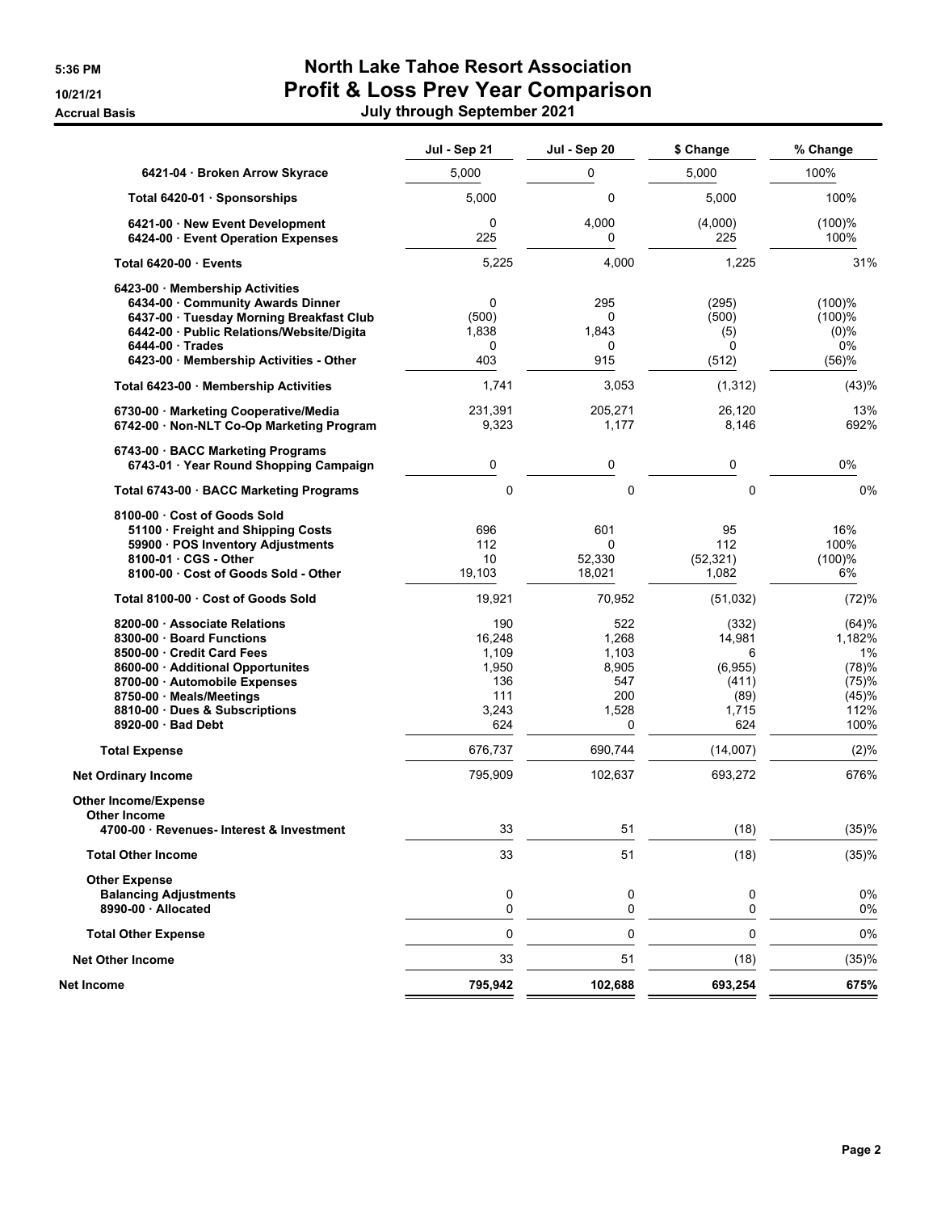# North Lake Tahoe Resort Association

## Profit & Loss Prev Year Comparison

### July through September 2021

5:36 PM
10/21/21
Accrual Basis

| | Jul - Sep 21 | Jul - Sep 20 | $ Change | % Change |
|---|---|---|---|---|
| 6421-04 · Broken Arrow Skyrace | 5,000 | 0 | 5,000 | 100% |
| **Total 6420-01 · Sponsorships** | 5,000 | 0 | 5,000 | 100% |
| 6421-00 · New Event Development | 0 | 4,000 | (4,000) | (100)% |
| 6424-00 · Event Operation Expenses | 225 | 0 | 225 | 100% |
| **Total 6420-00 · Events** | 5,225 | 4,000 | 1,225 | 31% |
| 6423-00 · Membership Activities | | | | |
| 6434-00 · Community Awards Dinner | 0 | 295 | (295) | (100)% |
| 6437-00 · Tuesday Morning Breakfast Club | (500) | 0 | (500) | (100)% |
| 6442-00 · Public Relations/Website/Digita | 1,838 | 1,843 | (5) | (0)% |
| 6444-00 · Trades | 0 | 0 | 0 | 0% |
| 6423-00 · Membership Activities - Other | 403 | 915 | (512) | (56)% |
| **Total 6423-00 · Membership Activities** | 1,741 | 3,053 | (1,312) | (43)% |
| 6730-00 · Marketing Cooperative/Media | 231,391 | 205,271 | 26,120 | 13% |
| 6742-00 · Non-NLT Co-Op Marketing Program | 9,323 | 1,177 | 8,146 | 692% |
| 6743-00 · BACC Marketing Programs | | | | |
| 6743-01 · Year Round Shopping Campaign | 0 | 0 | 0 | 0% |
| **Total 6743-00 · BACC Marketing Programs** | 0 | 0 | 0 | 0% |
| 8100-00 · Cost of Goods Sold | | | | |
| 51100 · Freight and Shipping Costs | 696 | 601 | 95 | 16% |
| 59900 · POS Inventory Adjustments | 112 | 0 | 112 | 100% |
| 8100-01 · CGS - Other | 10 | 52,330 | (52,321) | (100)% |
| 8100-00 · Cost of Goods Sold - Other | 19,103 | 18,021 | 1,082 | 6% |
| **Total 8100-00 · Cost of Goods Sold** | 19,921 | 70,952 | (51,032) | (72)% |
| 8200-00 · Associate Relations | 190 | 522 | (332) | (64)% |
| 8300-00 · Board Functions | 16,248 | 1,268 | 14,981 | 1,182% |
| 8500-00 · Credit Card Fees | 1,109 | 1,103 | 6 | 1% |
| 8600-00 · Additional Opportunites | 1,950 | 8,905 | (6,955) | (78)% |
| 8700-00 · Automobile Expenses | 136 | 547 | (411) | (75)% |
| 8750-00 · Meals/Meetings | 111 | 200 | (89) | (45)% |
| 8810-00 · Dues & Subscriptions | 3,243 | 1,528 | 1,715 | 112% |
| 8920-00 · Bad Debt | 624 | 0 | 624 | 100% |
| **Total Expense** | 676,737 | 690,744 | (14,007) | (2)% |
| **Net Ordinary Income** | 795,909 | 102,637 | 693,272 | 676% |
| **Other Income/Expense** | | | | |
| **Other Income** | | | | |
| 4700-00 · Revenues- Interest & Investment | 33 | 51 | (18) | (35)% |
| **Total Other Income** | 33 | 51 | (18) | (35)% |
| **Other Expense** | | | | |
| **Balancing Adjustments** | 0 | 0 | 0 | 0% |
| 8990-00 · Allocated | 0 | 0 | 0 | 0% |
| **Total Other Expense** | 0 | 0 | 0 | 0% |
| **Net Other Income** | 33 | 51 | (18) | (35)% |
| **Net Income** | **795,942** | **102,688** | **693,254** | **675%** |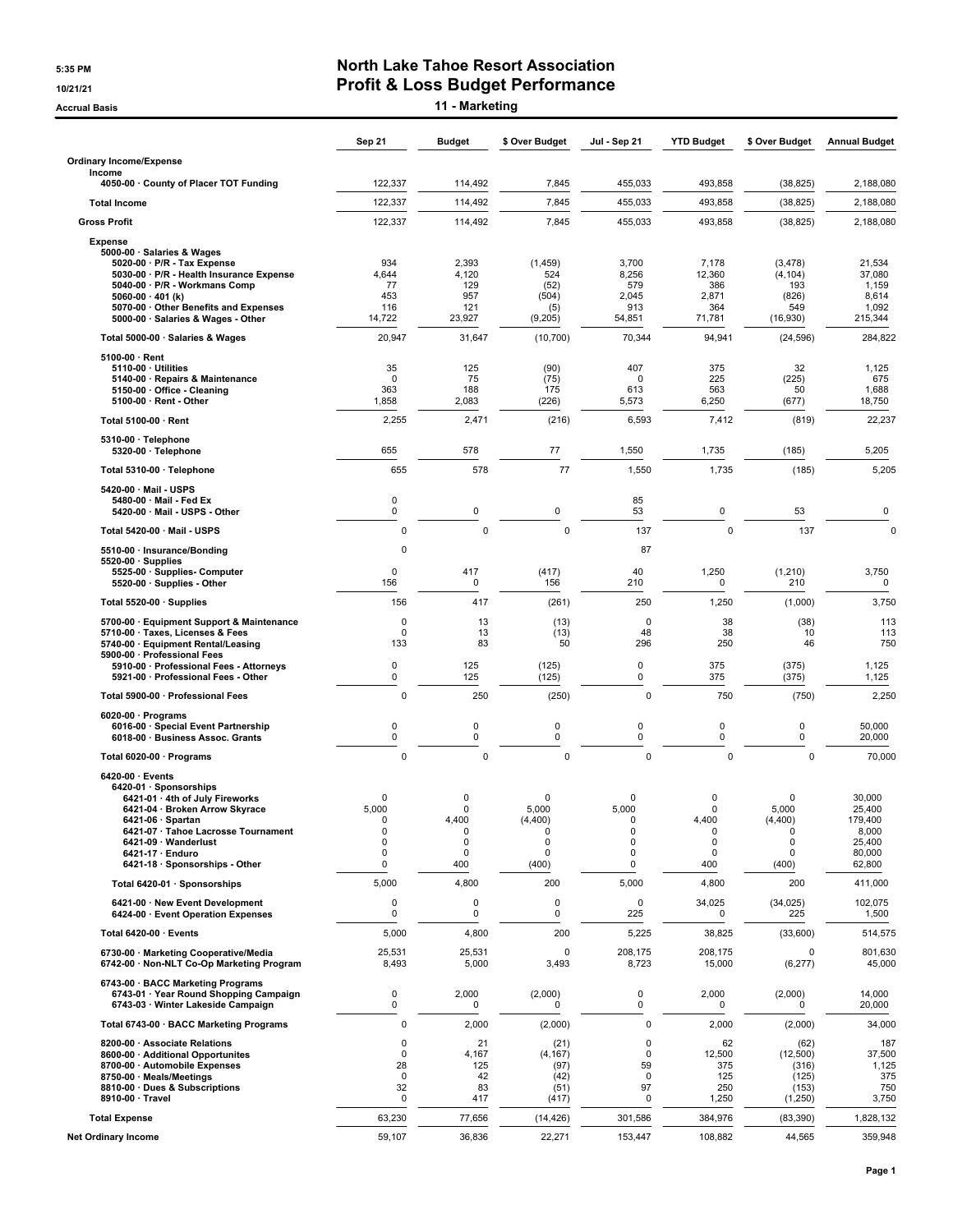5:35 PM
10/21/21
Accrual Basis

# North Lake Tahoe Resort Association
## Profit & Loss Budget Performance
### 11 - Marketing

| | Sep 21 | Budget | $ Over Budget | Jul - Sep 21 | YTD Budget | $ Over Budget | Annual Budget |
|---|---|---|---|---|---|---|---|
| **Ordinary Income/Expense** | | | | | | | |
| **Income** | | | | | | | |
| 4050-00 · County of Placer TOT Funding | 122,337 | 114,492 | 7,845 | 455,033 | 493,858 | (38,825) | 2,188,080 |
| **Total Income** | 122,337 | 114,492 | 7,845 | 455,033 | 493,858 | (38,825) | 2,188,080 |
| **Gross Profit** | 122,337 | 114,492 | 7,845 | 455,033 | 493,858 | (38,825) | 2,188,080 |
| **Expense** | | | | | | | |
| 5000-00 · Salaries & Wages | | | | | | | |
| 5020-00 · P/R - Tax Expense | 934 | 2,393 | (1,459) | 3,700 | 7,178 | (3,478) | 21,534 |
| 5030-00 · P/R - Health Insurance Expense | 4,644 | 4,120 | 524 | 8,256 | 12,360 | (4,104) | 37,080 |
| 5040-00 · P/R - Workmans Comp | 77 | 129 | (52) | 579 | 386 | 193 | 1,159 |
| 5060-00 · 401 (k) | 453 | 957 | (504) | 2,045 | 2,871 | (826) | 8,614 |
| 5070-00 · Other Benefits and Expenses | 116 | 121 | (5) | 913 | 364 | 549 | 1,092 |
| 5000-00 · Salaries & Wages - Other | 14,722 | 23,927 | (9,205) | 54,851 | 71,781 | (16,930) | 215,344 |
| Total 5000-00 · Salaries & Wages | 20,947 | 31,647 | (10,700) | 70,344 | 94,941 | (24,596) | 284,822 |
| 5100-00 · Rent | | | | | | | |
| 5110-00 · Utilities | 35 | 125 | (90) | 407 | 375 | 32 | 1,125 |
| 5140-00 · Repairs & Maintenance | 0 | 75 | (75) | 0 | 225 | (225) | 675 |
| 5150-00 · Office - Cleaning | 363 | 188 | 175 | 613 | 563 | 50 | 1,688 |
| 5100-00 · Rent - Other | 1,858 | 2,083 | (226) | 5,573 | 6,250 | (677) | 18,750 |
| Total 5100-00 · Rent | 2,255 | 2,471 | (216) | 6,593 | 7,412 | (819) | 22,237 |
| 5310-00 · Telephone | | | | | | | |
| 5320-00 · Telephone | 655 | 578 | 77 | 1,550 | 1,735 | (185) | 5,205 |
| Total 5310-00 · Telephone | 655 | 578 | 77 | 1,550 | 1,735 | (185) | 5,205 |
| 5420-00 · Mail - USPS | | | | | | | |
| 5480-00 · Mail - Fed Ex | 0 | | | 85 | | | |
| 5420-00 · Mail - USPS - Other | 0 | 0 | 0 | 53 | 0 | 53 | 0 |
| Total 5420-00 · Mail - USPS | 0 | 0 | 0 | 137 | 0 | 137 | 0 |
| 5510-00 · Insurance/Bonding | 0 | | | 87 | | | |
| 5520-00 · Supplies | | | | | | | |
| 5525-00 · Supplies- Computer | 0 | 417 | (417) | 40 | 1,250 | (1,210) | 3,750 |
| 5520-00 · Supplies - Other | 156 | 0 | 156 | 210 | 0 | 210 | 0 |
| Total 5520-00 · Supplies | 156 | 417 | (261) | 250 | 1,250 | (1,000) | 3,750 |
| 5700-00 · Equipment Support & Maintenance | 0 | 13 | (13) | 0 | 38 | (38) | 113 |
| 5710-00 · Taxes, Licenses & Fees | 0 | 13 | (13) | 48 | 38 | 10 | 113 |
| 5740-00 · Equipment Rental/Leasing | 133 | 83 | 50 | 296 | 250 | 46 | 750 |
| 5900-00 · Professional Fees | | | | | | | |
| 5910-00 · Professional Fees - Attorneys | 0 | 125 | (125) | 0 | 375 | (375) | 1,125 |
| 5921-00 · Professional Fees - Other | 0 | 125 | (125) | 0 | 375 | (375) | 1,125 |
| Total 5900-00 · Professional Fees | 0 | 250 | (250) | 0 | 750 | (750) | 2,250 |
| 6020-00 · Programs | | | | | | | |
| 6016-00 · Special Event Partnership | 0 | 0 | 0 | 0 | 0 | 0 | 50,000 |
| 6018-00 · Business Assoc. Grants | 0 | 0 | 0 | 0 | 0 | 0 | 20,000 |
| Total 6020-00 · Programs | 0 | 0 | 0 | 0 | 0 | 0 | 70,000 |
| 6420-00 · Events | | | | | | | |
| 6420-01 · Sponsorships | | | | | | | |
| 6421-01 · 4th of July Fireworks | 0 | 0 | 0 | 0 | 0 | 0 | 30,000 |
| 6421-04 · Broken Arrow Skyrace | 5,000 | 0 | 5,000 | 5,000 | 0 | 5,000 | 25,400 |
| 6421-06 · Spartan | 0 | 4,400 | (4,400) | 0 | 4,400 | (4,400) | 179,400 |
| 6421-07 · Tahoe Lacrosse Tournament | 0 | 0 | 0 | 0 | 0 | 0 | 8,000 |
| 6421-09 · Wanderlust | 0 | 0 | 0 | 0 | 0 | 0 | 25,400 |
| 6421-17 · Enduro | 0 | 0 | 0 | 0 | 0 | 0 | 80,000 |
| 6421-18 · Sponsorships - Other | 0 | 400 | (400) | 0 | 400 | (400) | 62,800 |
| Total 6420-01 · Sponsorships | 5,000 | 4,800 | 200 | 5,000 | 4,800 | 200 | 411,000 |
| 6421-00 · New Event Development | 0 | 0 | 0 | 0 | 34,025 | (34,025) | 102,075 |
| 6424-00 · Event Operation Expenses | 0 | 0 | 0 | 225 | 0 | 225 | 1,500 |
| Total 6420-00 · Events | 5,000 | 4,800 | 200 | 5,225 | 38,825 | (33,600) | 514,575 |
| 6730-00 · Marketing Cooperative/Media | 25,531 | 25,531 | 0 | 208,175 | 208,175 | 0 | 801,630 |
| 6742-00 · Non-NLT Co-Op Marketing Program | 8,493 | 5,000 | 3,493 | 8,723 | 15,000 | (6,277) | 45,000 |
| 6743-00 · BACC Marketing Programs | | | | | | | |
| 6743-01 · Year Round Shopping Campaign | 0 | 2,000 | (2,000) | 0 | 2,000 | (2,000) | 14,000 |
| 6743-03 · Winter Lakeside Campaign | 0 | 0 | 0 | 0 | 0 | 0 | 20,000 |
| Total 6743-00 · BACC Marketing Programs | 0 | 2,000 | (2,000) | 0 | 2,000 | (2,000) | 34,000 |
| 8200-00 · Associate Relations | 0 | 21 | (21) | 0 | 62 | (62) | 187 |
| 8600-00 · Additional Opportunites | 0 | 4,167 | (4,167) | 0 | 12,500 | (12,500) | 37,500 |
| 8700-00 · Automobile Expenses | 28 | 125 | (97) | 59 | 375 | (316) | 1,125 |
| 8750-00 · Meals/Meetings | 0 | 42 | (42) | 0 | 125 | (125) | 375 |
| 8810-00 · Dues & Subscriptions | 32 | 83 | (51) | 97 | 250 | (153) | 750 |
| 8910-00 · Travel | 0 | 417 | (417) | 0 | 1,250 | (1,250) | 3,750 |
| **Total Expense** | 63,230 | 77,656 | (14,426) | 301,586 | 384,976 | (83,390) | 1,828,132 |
| **Net Ordinary Income** | 59,107 | 36,836 | 22,271 | 153,447 | 108,882 | 44,565 | 359,948 |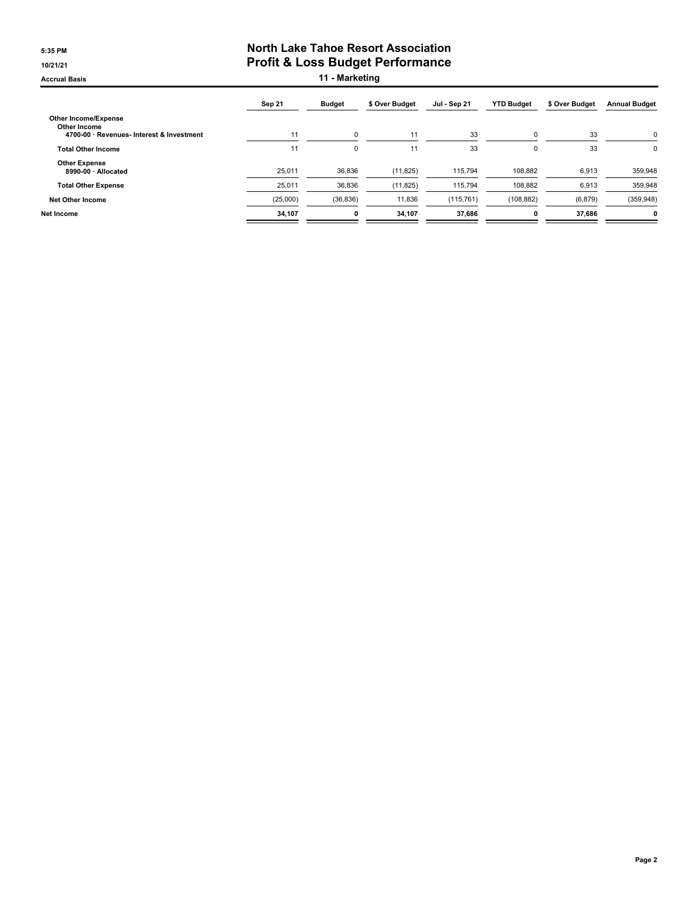# North Lake Tahoe Resort Association
## Profit & Loss Budget Performance
### 11 - Marketing

5:35 PM
10/21/21
Accrual Basis

| | Sep 21 | Budget | $ Over Budget | Jul - Sep 21 | YTD Budget | $ Over Budget | Annual Budget |
|---|---|---|---|---|---|---|---|
| **Other Income/Expense** | | | | | | | |
| **Other Income** | | | | | | | |
| 4700-00 · Revenues- Interest & Investment | 11 | 0 | 11 | 33 | 0 | 33 | 0 |
| **Total Other Income** | 11 | 0 | 11 | 33 | 0 | 33 | 0 |
| **Other Expense** | | | | | | | |
| 8990-00 · Allocated | 25,011 | 36,836 | (11,825) | 115,794 | 108,882 | 6,913 | 359,948 |
| **Total Other Expense** | 25,011 | 36,836 | (11,825) | 115,794 | 108,882 | 6,913 | 359,948 |
| **Net Other Income** | (25,000) | (36,836) | 11,836 | (115,761) | (108,882) | (6,879) | (359,948) |
| **Net Income** | **34,107** | **0** | **34,107** | **37,686** | **0** | **37,686** | **0** |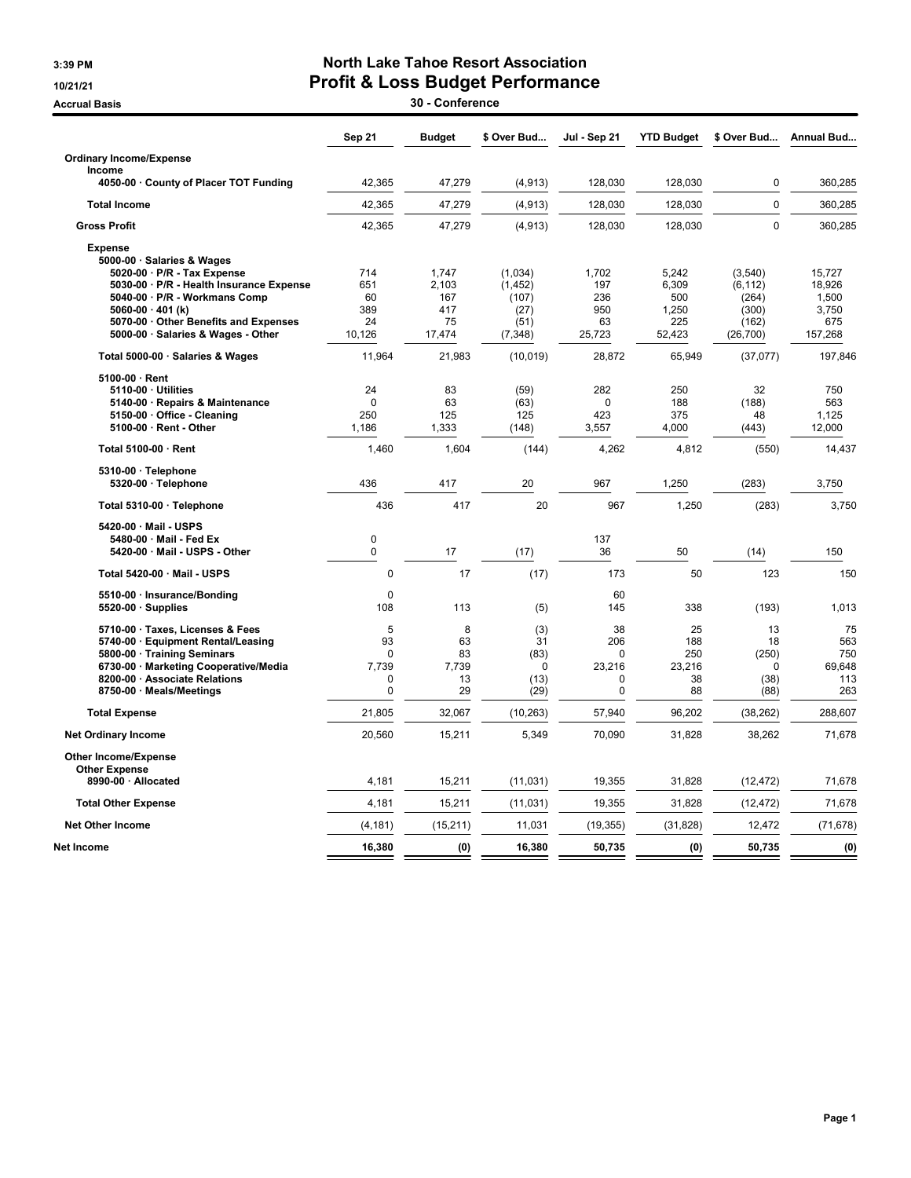# North Lake Tahoe Resort Association

## Profit & Loss Budget Performance

### 30 - Conference

3:39 PM
10/21/21
Accrual Basis

| | Sep 21 | Budget | $ Over Bud... | Jul - Sep 21 | YTD Budget | $ Over Bud... | Annual Bud... |
|---|---|---|---|---|---|---|---|
| **Ordinary Income/Expense** | | | | | | | |
| **Income** | | | | | | | |
| 4050-00 · County of Placer TOT Funding | 42,365 | 47,279 | (4,913) | 128,030 | 128,030 | 0 | 360,285 |
| **Total Income** | 42,365 | 47,279 | (4,913) | 128,030 | 128,030 | 0 | 360,285 |
| **Gross Profit** | 42,365 | 47,279 | (4,913) | 128,030 | 128,030 | 0 | 360,285 |
| **Expense** | | | | | | | |
| 5000-00 · Salaries & Wages | | | | | | | |
| 5020-00 · P/R - Tax Expense | 714 | 1,747 | (1,034) | 1,702 | 5,242 | (3,540) | 15,727 |
| 5030-00 · P/R - Health Insurance Expense | 651 | 2,103 | (1,452) | 197 | 6,309 | (6,112) | 18,926 |
| 5040-00 · P/R - Workmans Comp | 60 | 167 | (107) | 236 | 500 | (264) | 1,500 |
| 5060-00 · 401 (k) | 389 | 417 | (27) | 950 | 1,250 | (300) | 3,750 |
| 5070-00 · Other Benefits and Expenses | 24 | 75 | (51) | 63 | 225 | (162) | 675 |
| 5000-00 · Salaries & Wages - Other | 10,126 | 17,474 | (7,348) | 25,723 | 52,423 | (26,700) | 157,268 |
| Total 5000-00 · Salaries & Wages | 11,964 | 21,983 | (10,019) | 28,872 | 65,949 | (37,077) | 197,846 |
| 5100-00 · Rent | | | | | | | |
| 5110-00 · Utilities | 24 | 83 | (59) | 282 | 250 | 32 | 750 |
| 5140-00 · Repairs & Maintenance | 0 | 63 | (63) | 0 | 188 | (188) | 563 |
| 5150-00 · Office - Cleaning | 250 | 125 | 125 | 423 | 375 | 48 | 1,125 |
| 5100-00 · Rent - Other | 1,186 | 1,333 | (148) | 3,557 | 4,000 | (443) | 12,000 |
| Total 5100-00 · Rent | 1,460 | 1,604 | (144) | 4,262 | 4,812 | (550) | 14,437 |
| 5310-00 · Telephone | | | | | | | |
| 5320-00 · Telephone | 436 | 417 | 20 | 967 | 1,250 | (283) | 3,750 |
| Total 5310-00 · Telephone | 436 | 417 | 20 | 967 | 1,250 | (283) | 3,750 |
| 5420-00 · Mail - USPS | | | | | | | |
| 5480-00 · Mail - Fed Ex | 0 | | | 137 | | | |
| 5420-00 · Mail - USPS - Other | 0 | 17 | (17) | 36 | 50 | (14) | 150 |
| Total 5420-00 · Mail - USPS | 0 | 17 | (17) | 173 | 50 | 123 | 150 |
| 5510-00 · Insurance/Bonding | 0 | | | 60 | | | |
| 5520-00 · Supplies | 108 | 113 | (5) | 145 | 338 | (193) | 1,013 |
| 5710-00 · Taxes, Licenses & Fees | 5 | 8 | (3) | 38 | 25 | 13 | 75 |
| 5740-00 · Equipment Rental/Leasing | 93 | 63 | 31 | 206 | 188 | 18 | 563 |
| 5800-00 · Training Seminars | 0 | 83 | (83) | 0 | 250 | (250) | 750 |
| 6730-00 · Marketing Cooperative/Media | 7,739 | 7,739 | 0 | 23,216 | 23,216 | 0 | 69,648 |
| 8200-00 · Associate Relations | 0 | 13 | (13) | 0 | 38 | (38) | 113 |
| 8750-00 · Meals/Meetings | 0 | 29 | (29) | 0 | 88 | (88) | 263 |
| **Total Expense** | 21,805 | 32,067 | (10,263) | 57,940 | 96,202 | (38,262) | 288,607 |
| **Net Ordinary Income** | 20,560 | 15,211 | 5,349 | 70,090 | 31,828 | 38,262 | 71,678 |
| **Other Income/Expense** | | | | | | | |
| **Other Expense** | | | | | | | |
| 8990-00 · Allocated | 4,181 | 15,211 | (11,031) | 19,355 | 31,828 | (12,472) | 71,678 |
| **Total Other Expense** | 4,181 | 15,211 | (11,031) | 19,355 | 31,828 | (12,472) | 71,678 |
| **Net Other Income** | (4,181) | (15,211) | 11,031 | (19,355) | (31,828) | 12,472 | (71,678) |
| **Net Income** | **16,380** | **(0)** | **16,380** | **50,735** | **(0)** | **50,735** | **(0)** |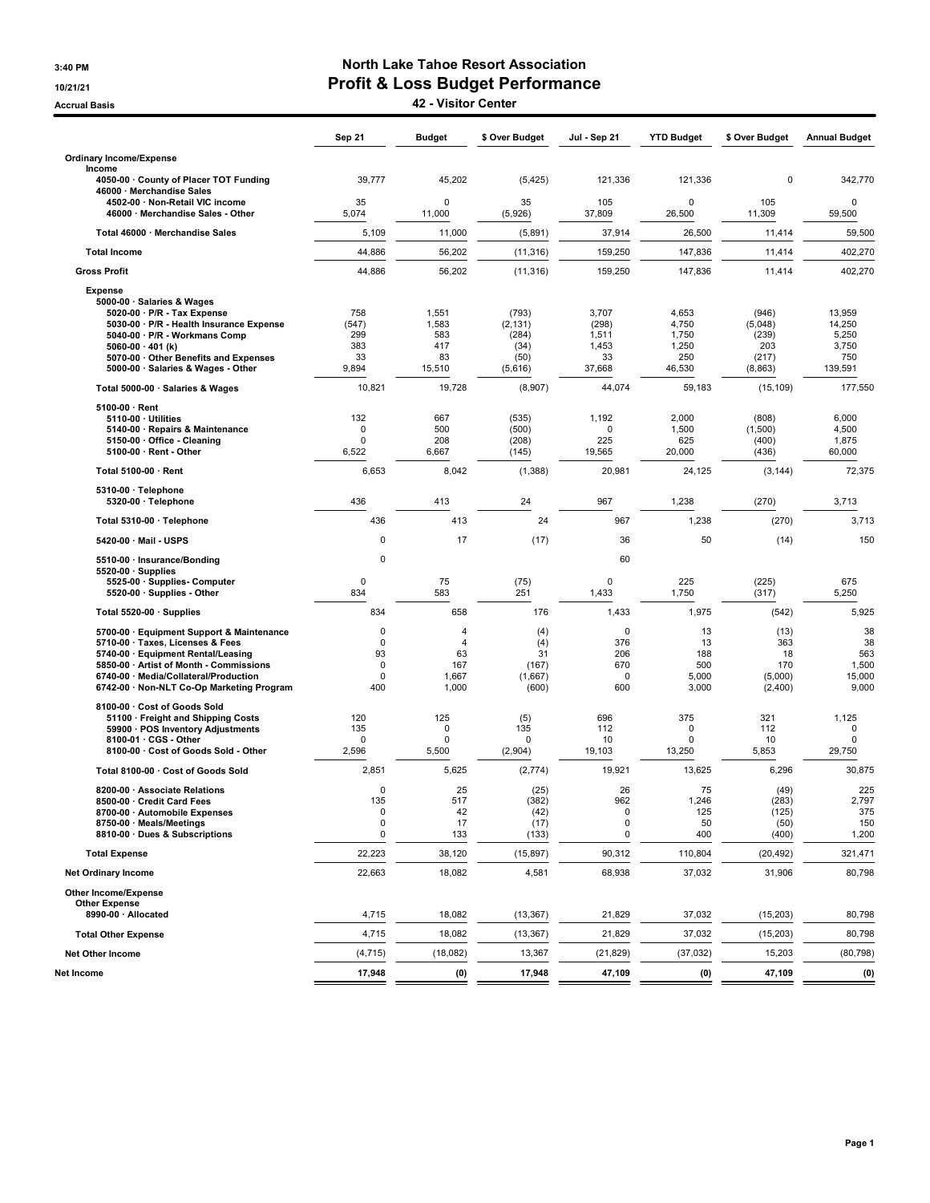3:40 PM
10/21/21
Accrual Basis

# North Lake Tahoe Resort Association
## Profit & Loss Budget Performance
### 42 - Visitor Center

| | Sep 21 | Budget | $ Over Budget | Jul - Sep 21 | YTD Budget | $ Over Budget | Annual Budget |
|---|---|---|---|---|---|---|---|
| **Ordinary Income/Expense** | | | | | | | |
| **Income** | | | | | | | |
| 4050-00 · County of Placer TOT Funding | 39,777 | 45,202 | (5,425) | 121,336 | 121,336 | 0 | 342,770 |
| 46000 · Merchandise Sales | | | | | | | |
| 4502-00 · Non-Retail VIC income | 35 | 0 | 35 | 105 | 0 | 105 | 0 |
| 46000 · Merchandise Sales - Other | 5,074 | 11,000 | (5,926) | 37,809 | 26,500 | 11,309 | 59,500 |
| Total 46000 · Merchandise Sales | 5,109 | 11,000 | (5,891) | 37,914 | 26,500 | 11,414 | 59,500 |
| Total Income | 44,886 | 56,202 | (11,316) | 159,250 | 147,836 | 11,414 | 402,270 |
| Gross Profit | 44,886 | 56,202 | (11,316) | 159,250 | 147,836 | 11,414 | 402,270 |
| **Expense** | | | | | | | |
| 5000-00 · Salaries & Wages | | | | | | | |
| 5020-00 · P/R - Tax Expense | 758 | 1,551 | (793) | 3,707 | 4,653 | (946) | 13,959 |
| 5030-00 · P/R - Health Insurance Expense | (547) | 1,583 | (2,131) | (298) | 4,750 | (5,048) | 14,250 |
| 5040-00 · P/R - Workmans Comp | 299 | 583 | (284) | 1,511 | 1,750 | (239) | 5,250 |
| 5060-00 · 401 (k) | 383 | 417 | (34) | 1,453 | 1,250 | 203 | 3,750 |
| 5070-00 · Other Benefits and Expenses | 33 | 83 | (50) | 33 | 250 | (217) | 750 |
| 5000-00 · Salaries & Wages - Other | 9,894 | 15,510 | (5,616) | 37,668 | 46,530 | (8,863) | 139,591 |
| Total 5000-00 · Salaries & Wages | 10,821 | 19,728 | (8,907) | 44,074 | 59,183 | (15,109) | 177,550 |
| 5100-00 · Rent | | | | | | | |
| 5110-00 · Utilities | 132 | 667 | (535) | 1,192 | 2,000 | (808) | 6,000 |
| 5140-00 · Repairs & Maintenance | 0 | 500 | (500) | 0 | 1,500 | (1,500) | 4,500 |
| 5150-00 · Office - Cleaning | 0 | 208 | (208) | 225 | 625 | (400) | 1,875 |
| 5100-00 · Rent - Other | 6,522 | 6,667 | (145) | 19,565 | 20,000 | (436) | 60,000 |
| Total 5100-00 · Rent | 6,653 | 8,042 | (1,388) | 20,981 | 24,125 | (3,144) | 72,375 |
| 5310-00 · Telephone | | | | | | | |
| 5320-00 · Telephone | 436 | 413 | 24 | 967 | 1,238 | (270) | 3,713 |
| Total 5310-00 · Telephone | 436 | 413 | 24 | 967 | 1,238 | (270) | 3,713 |
| 5420-00 · Mail - USPS | 0 | 17 | (17) | 36 | 50 | (14) | 150 |
| 5510-00 · Insurance/Bonding | 0 | | | 60 | | | |
| 5520-00 · Supplies | | | | | | | |
| 5525-00 · Supplies- Computer | 0 | 75 | (75) | 0 | 225 | (225) | 675 |
| 5520-00 · Supplies - Other | 834 | 583 | 251 | 1,433 | 1,750 | (317) | 5,250 |
| Total 5520-00 · Supplies | 834 | 658 | 176 | 1,433 | 1,975 | (542) | 5,925 |
| 5700-00 · Equipment Support & Maintenance | 0 | 4 | (4) | 0 | 13 | (13) | 38 |
| 5710-00 · Taxes, Licenses & Fees | 0 | 4 | (4) | 376 | 13 | 363 | 38 |
| 5740-00 · Equipment Rental/Leasing | 93 | 63 | 31 | 206 | 188 | 18 | 563 |
| 5850-00 · Artist of Month - Commissions | 0 | 167 | (167) | 670 | 500 | 170 | 1,500 |
| 6740-00 · Media/Collateral/Production | 0 | 1,667 | (1,667) | 0 | 5,000 | (5,000) | 15,000 |
| 6742-00 · Non-NLT Co-Op Marketing Program | 400 | 1,000 | (600) | 600 | 3,000 | (2,400) | 9,000 |
| 8100-00 · Cost of Goods Sold | | | | | | | |
| 51100 · Freight and Shipping Costs | 120 | 125 | (5) | 696 | 375 | 321 | 1,125 |
| 59900 · POS Inventory Adjustments | 135 | 0 | 135 | 112 | 0 | 112 | 0 |
| 8100-01 · CGS - Other | 0 | 0 | 0 | 10 | 0 | 10 | 0 |
| 8100-00 · Cost of Goods Sold - Other | 2,596 | 5,500 | (2,904) | 19,103 | 13,250 | 5,853 | 29,750 |
| Total 8100-00 · Cost of Goods Sold | 2,851 | 5,625 | (2,774) | 19,921 | 13,625 | 6,296 | 30,875 |
| 8200-00 · Associate Relations | 0 | 25 | (25) | 26 | 75 | (49) | 225 |
| 8500-00 · Credit Card Fees | 135 | 517 | (382) | 962 | 1,246 | (283) | 2,797 |
| 8700-00 · Automobile Expenses | 0 | 42 | (42) | 0 | 125 | (125) | 375 |
| 8750-00 · Meals/Meetings | 0 | 17 | (17) | 0 | 50 | (50) | 150 |
| 8810-00 · Dues & Subscriptions | 0 | 133 | (133) | 0 | 400 | (400) | 1,200 |
| Total Expense | 22,223 | 38,120 | (15,897) | 90,312 | 110,804 | (20,492) | 321,471 |
| Net Ordinary Income | 22,663 | 18,082 | 4,581 | 68,938 | 37,032 | 31,906 | 80,798 |
| **Other Income/Expense** | | | | | | | |
| **Other Expense** | | | | | | | |
| 8990-00 · Allocated | 4,715 | 18,082 | (13,367) | 21,829 | 37,032 | (15,203) | 80,798 |
| Total Other Expense | 4,715 | 18,082 | (13,367) | 21,829 | 37,032 | (15,203) | 80,798 |
| Net Other Income | (4,715) | (18,082) | 13,367 | (21,829) | (37,032) | 15,203 | (80,798) |
| **Net Income** | **17,948** | **(0)** | **17,948** | **47,109** | **(0)** | **47,109** | **(0)** |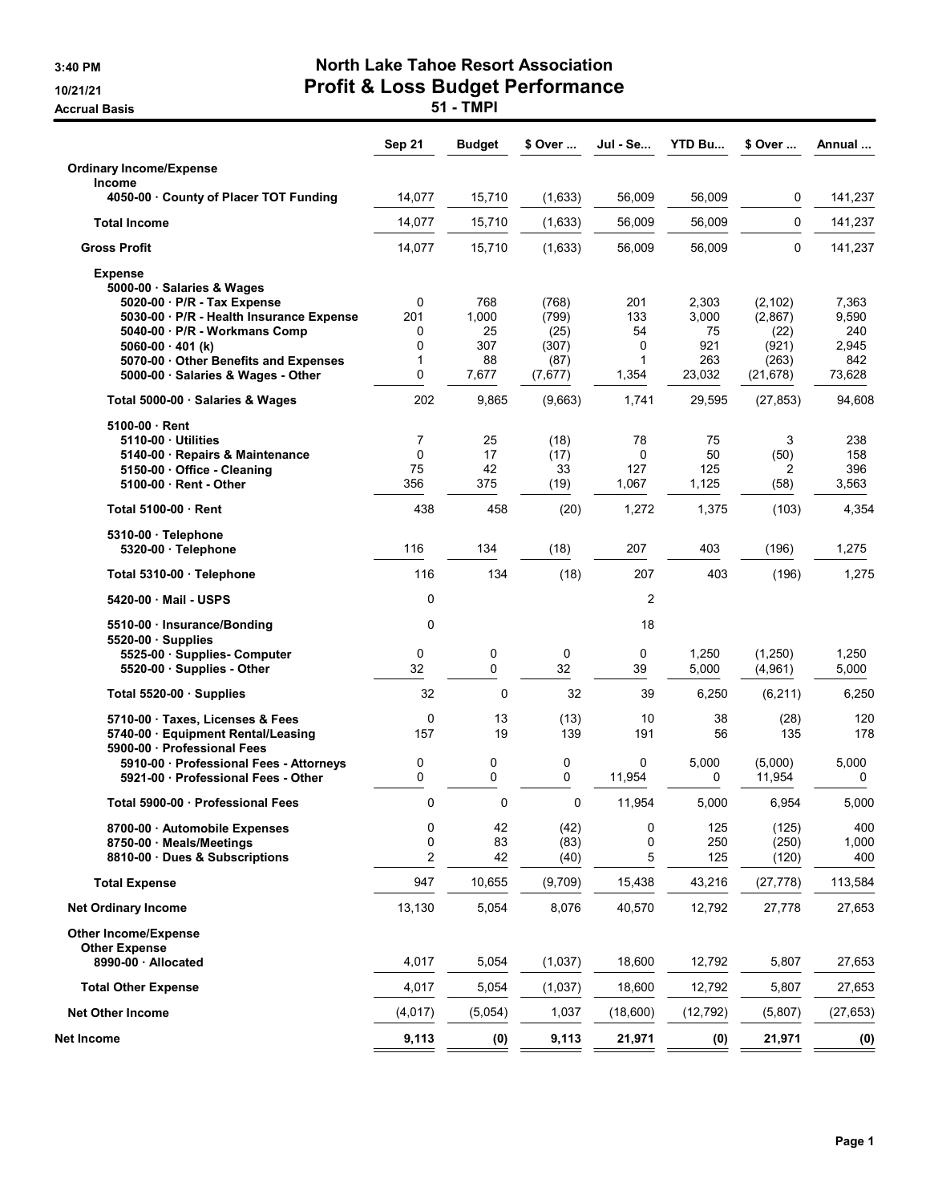3:40 PM
10/21/21
Accrual Basis

# North Lake Tahoe Resort Association
## Profit & Loss Budget Performance
### 51 - TMPI

| | Sep 21 | Budget | $ Over ... | Jul - Se... | YTD Bu... | $ Over ... | Annual ... |
|---|---|---|---|---|---|---|---|
| **Ordinary Income/Expense** | | | | | | | |
| **Income** | | | | | | | |
| 4050-00 · County of Placer TOT Funding | 14,077 | 15,710 | (1,633) | 56,009 | 56,009 | 0 | 141,237 |
| **Total Income** | 14,077 | 15,710 | (1,633) | 56,009 | 56,009 | 0 | 141,237 |
| **Gross Profit** | 14,077 | 15,710 | (1,633) | 56,009 | 56,009 | 0 | 141,237 |
| **Expense** | | | | | | | |
| 5000-00 · Salaries & Wages | | | | | | | |
| 5020-00 · P/R - Tax Expense | 0 | 768 | (768) | 201 | 2,303 | (2,102) | 7,363 |
| 5030-00 · P/R - Health Insurance Expense | 201 | 1,000 | (799) | 133 | 3,000 | (2,867) | 9,590 |
| 5040-00 · P/R - Workmans Comp | 0 | 25 | (25) | 54 | 75 | (22) | 240 |
| 5060-00 · 401 (k) | 0 | 307 | (307) | 0 | 921 | (921) | 2,945 |
| 5070-00 · Other Benefits and Expenses | 1 | 88 | (87) | 1 | 263 | (263) | 842 |
| 5000-00 · Salaries & Wages - Other | 0 | 7,677 | (7,677) | 1,354 | 23,032 | (21,678) | 73,628 |
| Total 5000-00 · Salaries & Wages | 202 | 9,865 | (9,663) | 1,741 | 29,595 | (27,853) | 94,608 |
| 5100-00 · Rent | | | | | | | |
| 5110-00 · Utilities | 7 | 25 | (18) | 78 | 75 | 3 | 238 |
| 5140-00 · Repairs & Maintenance | 0 | 17 | (17) | 0 | 50 | (50) | 158 |
| 5150-00 · Office - Cleaning | 75 | 42 | 33 | 127 | 125 | 2 | 396 |
| 5100-00 · Rent - Other | 356 | 375 | (19) | 1,067 | 1,125 | (58) | 3,563 |
| Total 5100-00 · Rent | 438 | 458 | (20) | 1,272 | 1,375 | (103) | 4,354 |
| 5310-00 · Telephone | | | | | | | |
| 5320-00 · Telephone | 116 | 134 | (18) | 207 | 403 | (196) | 1,275 |
| Total 5310-00 · Telephone | 116 | 134 | (18) | 207 | 403 | (196) | 1,275 |
| 5420-00 · Mail - USPS | 0 | | | 2 | | | |
| 5510-00 · Insurance/Bonding | 0 | | | 18 | | | |
| 5520-00 · Supplies | | | | | | | |
| 5525-00 · Supplies- Computer | 0 | 0 | 0 | 0 | 1,250 | (1,250) | 1,250 |
| 5520-00 · Supplies - Other | 32 | 0 | 32 | 39 | 5,000 | (4,961) | 5,000 |
| Total 5520-00 · Supplies | 32 | 0 | 32 | 39 | 6,250 | (6,211) | 6,250 |
| 5710-00 · Taxes, Licenses & Fees | 0 | 13 | (13) | 10 | 38 | (28) | 120 |
| 5740-00 · Equipment Rental/Leasing | 157 | 19 | 139 | 191 | 56 | 135 | 178 |
| 5900-00 · Professional Fees | | | | | | | |
| 5910-00 · Professional Fees - Attorneys | 0 | 0 | 0 | 0 | 5,000 | (5,000) | 5,000 |
| 5921-00 · Professional Fees - Other | 0 | 0 | 0 | 11,954 | 0 | 11,954 | 0 |
| Total 5900-00 · Professional Fees | 0 | 0 | 0 | 11,954 | 5,000 | 6,954 | 5,000 |
| 8700-00 · Automobile Expenses | 0 | 42 | (42) | 0 | 125 | (125) | 400 |
| 8750-00 · Meals/Meetings | 0 | 83 | (83) | 0 | 250 | (250) | 1,000 |
| 8810-00 · Dues & Subscriptions | 2 | 42 | (40) | 5 | 125 | (120) | 400 |
| **Total Expense** | 947 | 10,655 | (9,709) | 15,438 | 43,216 | (27,778) | 113,584 |
| **Net Ordinary Income** | 13,130 | 5,054 | 8,076 | 40,570 | 12,792 | 27,778 | 27,653 |
| **Other Income/Expense** | | | | | | | |
| **Other Expense** | | | | | | | |
| 8990-00 · Allocated | 4,017 | 5,054 | (1,037) | 18,600 | 12,792 | 5,807 | 27,653 |
| **Total Other Expense** | 4,017 | 5,054 | (1,037) | 18,600 | 12,792 | 5,807 | 27,653 |
| **Net Other Income** | (4,017) | (5,054) | 1,037 | (18,600) | (12,792) | (5,807) | (27,653) |
| **Net Income** | **9,113** | **(0)** | **9,113** | **21,971** | **(0)** | **21,971** | **(0)** |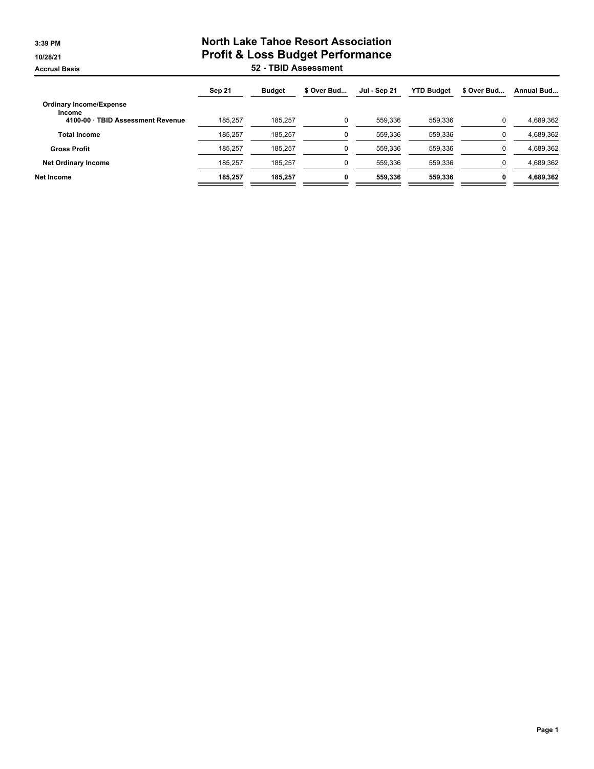3:39 PM
10/28/21
Accrual Basis

# North Lake Tahoe Resort Association
## Profit & Loss Budget Performance
### 52 - TBID Assessment

| | Sep 21 | Budget | $ Over Bud... | Jul - Sep 21 | YTD Budget | $ Over Bud... | Annual Bud... |
|---|---|---|---|---|---|---|---|
| **Ordinary Income/Expense** | | | | | | | |
| **Income** | | | | | | | |
| **4100-00 · TBID Assessment Revenue** | 185,257 | 185,257 | 0 | 559,336 | 559,336 | 0 | 4,689,362 |
| **Total Income** | 185,257 | 185,257 | 0 | 559,336 | 559,336 | 0 | 4,689,362 |
| **Gross Profit** | 185,257 | 185,257 | 0 | 559,336 | 559,336 | 0 | 4,689,362 |
| **Net Ordinary Income** | 185,257 | 185,257 | 0 | 559,336 | 559,336 | 0 | 4,689,362 |
| **Net Income** | **185,257** | **185,257** | **0** | **559,336** | **559,336** | **0** | **4,689,362** |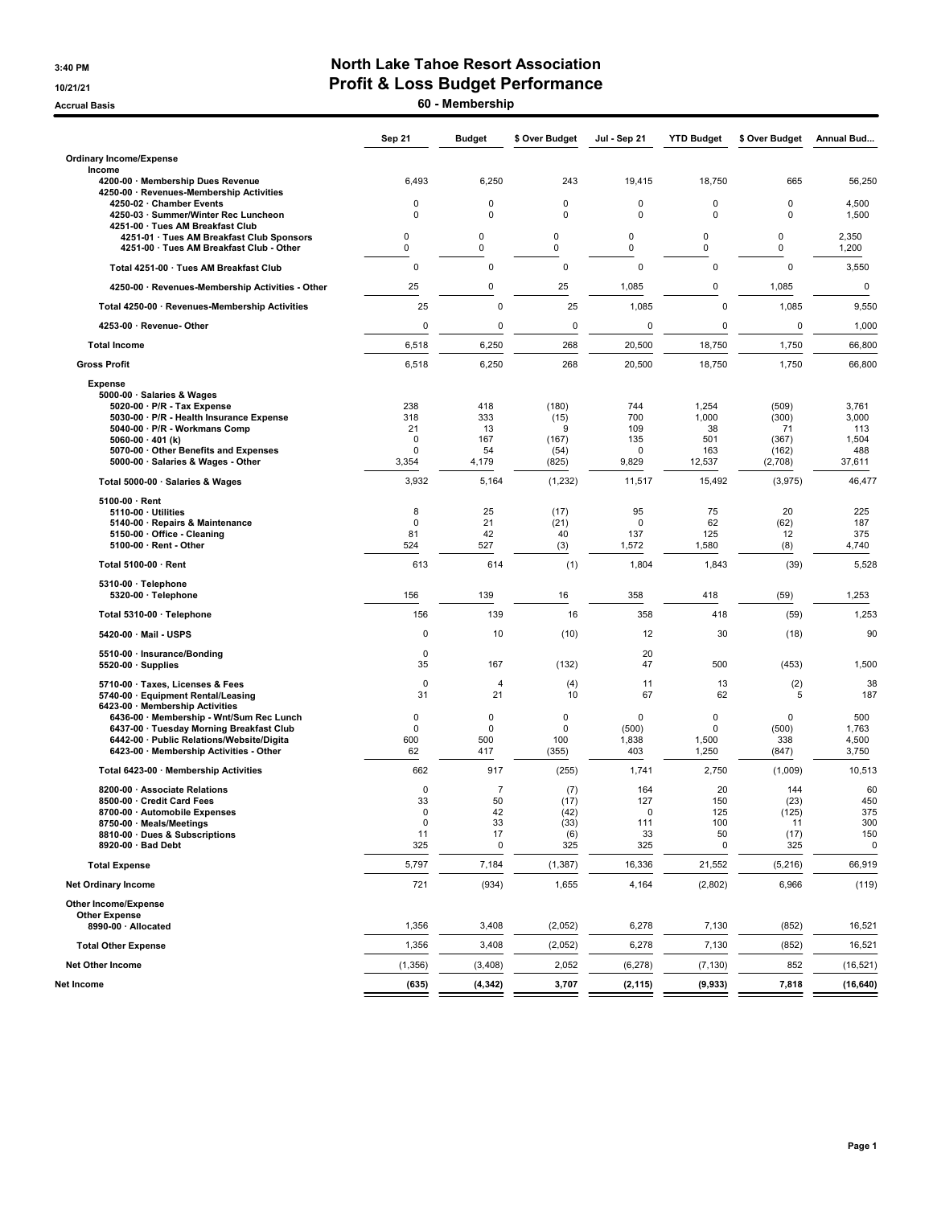3:40 PM

10/21/21

Accrual Basis

# North Lake Tahoe Resort Association

## Profit & Loss Budget Performance

### 60 - Membership

| | Sep 21 | Budget | $ Over Budget | Jul - Sep 21 | YTD Budget | $ Over Budget | Annual Bud... |
|---|---|---|---|---|---|---|---|
| **Ordinary Income/Expense** | | | | | | | |
| Income | | | | | | | |
| 4200-00 · Membership Dues Revenue | 6,493 | 6,250 | 243 | 19,415 | 18,750 | 665 | 56,250 |
| 4250-00 · Revenues-Membership Activities | | | | | | | |
| 4250-02 · Chamber Events | 0 | 0 | 0 | 0 | 0 | 0 | 4,500 |
| 4250-03 · Summer/Winter Rec Luncheon | 0 | 0 | 0 | 0 | 0 | 0 | 1,500 |
| 4251-00 · Tues AM Breakfast Club | | | | | | | |
| 4251-01 · Tues AM Breakfast Club Sponsors | 0 | 0 | 0 | 0 | 0 | 0 | 2,350 |
| 4251-00 · Tues AM Breakfast Club - Other | 0 | 0 | 0 | 0 | 0 | 0 | 1,200 |
| Total 4251-00 · Tues AM Breakfast Club | 0 | 0 | 0 | 0 | 0 | 0 | 3,550 |
| 4250-00 · Revenues-Membership Activities - Other | 25 | 0 | 25 | 1,085 | 0 | 1,085 | 0 |
| Total 4250-00 · Revenues-Membership Activities | 25 | 0 | 25 | 1,085 | 0 | 1,085 | 9,550 |
| 4253-00 · Revenue- Other | 0 | 0 | 0 | 0 | 0 | 0 | 1,000 |
| **Total Income** | 6,518 | 6,250 | 268 | 20,500 | 18,750 | 1,750 | 66,800 |
| **Gross Profit** | 6,518 | 6,250 | 268 | 20,500 | 18,750 | 1,750 | 66,800 |
| Expense | | | | | | | |
| 5000-00 · Salaries & Wages | | | | | | | |
| 5020-00 · P/R - Tax Expense | 238 | 418 | (180) | 744 | 1,254 | (509) | 3,761 |
| 5030-00 · P/R - Health Insurance Expense | 318 | 333 | (15) | 700 | 1,000 | (300) | 3,000 |
| 5040-00 · P/R - Workmans Comp | 21 | 13 | 9 | 109 | 38 | 71 | 113 |
| 5060-00 · 401 (k) | 0 | 167 | (167) | 135 | 501 | (367) | 1,504 |
| 5070-00 · Other Benefits and Expenses | 0 | 54 | (54) | 0 | 163 | (162) | 488 |
| 5000-00 · Salaries & Wages - Other | 3,354 | 4,179 | (825) | 9,829 | 12,537 | (2,708) | 37,611 |
| Total 5000-00 · Salaries & Wages | 3,932 | 5,164 | (1,232) | 11,517 | 15,492 | (3,975) | 46,477 |
| 5100-00 · Rent | | | | | | | |
| 5110-00 · Utilities | 8 | 25 | (17) | 95 | 75 | 20 | 225 |
| 5140-00 · Repairs & Maintenance | 0 | 21 | (21) | 0 | 62 | (62) | 187 |
| 5150-00 · Office - Cleaning | 81 | 42 | 40 | 137 | 125 | 12 | 375 |
| 5100-00 · Rent - Other | 524 | 527 | (3) | 1,572 | 1,580 | (8) | 4,740 |
| Total 5100-00 · Rent | 613 | 614 | (1) | 1,804 | 1,843 | (39) | 5,528 |
| 5310-00 · Telephone | | | | | | | |
| 5320-00 · Telephone | 156 | 139 | 16 | 358 | 418 | (59) | 1,253 |
| Total 5310-00 · Telephone | 156 | 139 | 16 | 358 | 418 | (59) | 1,253 |
| 5420-00 · Mail - USPS | 0 | 10 | (10) | 12 | 30 | (18) | 90 |
| 5510-00 · Insurance/Bonding | 0 | | | 20 | | | |
| 5520-00 · Supplies | 35 | 167 | (132) | 47 | 500 | (453) | 1,500 |
| 5710-00 · Taxes, Licenses & Fees | 0 | 4 | (4) | 11 | 13 | (2) | 38 |
| 5740-00 · Equipment Rental/Leasing | 31 | 21 | 10 | 67 | 62 | 5 | 187 |
| 6423-00 · Membership Activities | | | | | | | |
| 6436-00 · Membership - Wnt/Sum Rec Lunch | 0 | 0 | 0 | 0 | 0 | 0 | 500 |
| 6437-00 · Tuesday Morning Breakfast Club | 0 | 0 | 0 | (500) | 0 | (500) | 1,763 |
| 6442-00 · Public Relations/Website/Digita | 600 | 500 | 100 | 1,838 | 1,500 | 338 | 4,500 |
| 6423-00 · Membership Activities - Other | 62 | 417 | (355) | 403 | 1,250 | (847) | 3,750 |
| Total 6423-00 · Membership Activities | 662 | 917 | (255) | 1,741 | 2,750 | (1,009) | 10,513 |
| 8200-00 · Associate Relations | 0 | 7 | (7) | 164 | 20 | 144 | 60 |
| 8500-00 · Credit Card Fees | 33 | 50 | (17) | 127 | 150 | (23) | 450 |
| 8700-00 · Automobile Expenses | 0 | 42 | (42) | 0 | 125 | (125) | 375 |
| 8750-00 · Meals/Meetings | 0 | 33 | (33) | 111 | 100 | 11 | 300 |
| 8810-00 · Dues & Subscriptions | 11 | 17 | (6) | 33 | 50 | (17) | 150 |
| 8920-00 · Bad Debt | 325 | 0 | 325 | 325 | 0 | 325 | 0 |
| **Total Expense** | 5,797 | 7,184 | (1,387) | 16,336 | 21,552 | (5,216) | 66,919 |
| **Net Ordinary Income** | 721 | (934) | 1,655 | 4,164 | (2,802) | 6,966 | (119) |
| **Other Income/Expense** | | | | | | | |
| Other Expense | | | | | | | |
| 8990-00 · Allocated | 1,356 | 3,408 | (2,052) | 6,278 | 7,130 | (852) | 16,521 |
| **Total Other Expense** | 1,356 | 3,408 | (2,052) | 6,278 | 7,130 | (852) | 16,521 |
| **Net Other Income** | (1,356) | (3,408) | 2,052 | (6,278) | (7,130) | 852 | (16,521) |
| **Net Income** | **(635)** | **(4,342)** | **3,707** | **(2,115)** | **(9,933)** | **7,818** | **(16,640)** |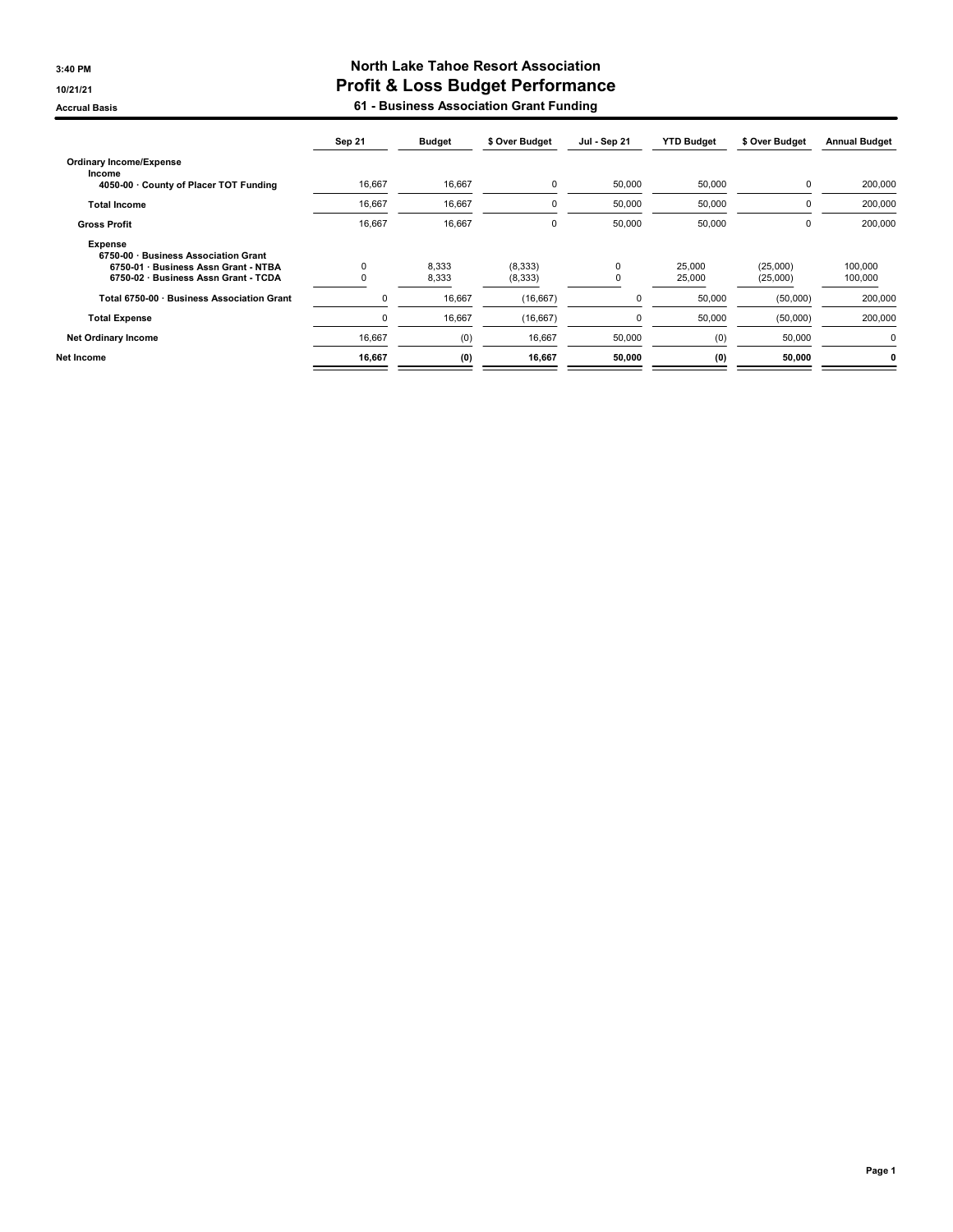3:40 PM
10/21/21
Accrual Basis

# North Lake Tahoe Resort Association
# Profit & Loss Budget Performance
## 61 - Business Association Grant Funding

| | Sep 21 | Budget | $ Over Budget | Jul - Sep 21 | YTD Budget | $ Over Budget | Annual Budget |
|---|---|---|---|---|---|---|---|
| **Ordinary Income/Expense** | | | | | | | |
| **Income** | | | | | | | |
| **4050-00 · County of Placer TOT Funding** | 16,667 | 16,667 | 0 | 50,000 | 50,000 | 0 | 200,000 |
| **Total Income** | 16,667 | 16,667 | 0 | 50,000 | 50,000 | 0 | 200,000 |
| **Gross Profit** | 16,667 | 16,667 | 0 | 50,000 | 50,000 | 0 | 200,000 |
| **Expense** | | | | | | | |
| **6750-00 · Business Association Grant** | | | | | | | |
| **6750-01 · Business Assn Grant - NTBA** | 0 | 8,333 | (8,333) | 0 | 25,000 | (25,000) | 100,000 |
| **6750-02 · Business Assn Grant - TCDA** | 0 | 8,333 | (8,333) | 0 | 25,000 | (25,000) | 100,000 |
| **Total 6750-00 · Business Association Grant** | 0 | 16,667 | (16,667) | 0 | 50,000 | (50,000) | 200,000 |
| **Total Expense** | 0 | 16,667 | (16,667) | 0 | 50,000 | (50,000) | 200,000 |
| **Net Ordinary Income** | 16,667 | (0) | 16,667 | 50,000 | (0) | 50,000 | 0 |
| **Net Income** | **16,667** | **(0)** | **16,667** | **50,000** | **(0)** | **50,000** | **0** |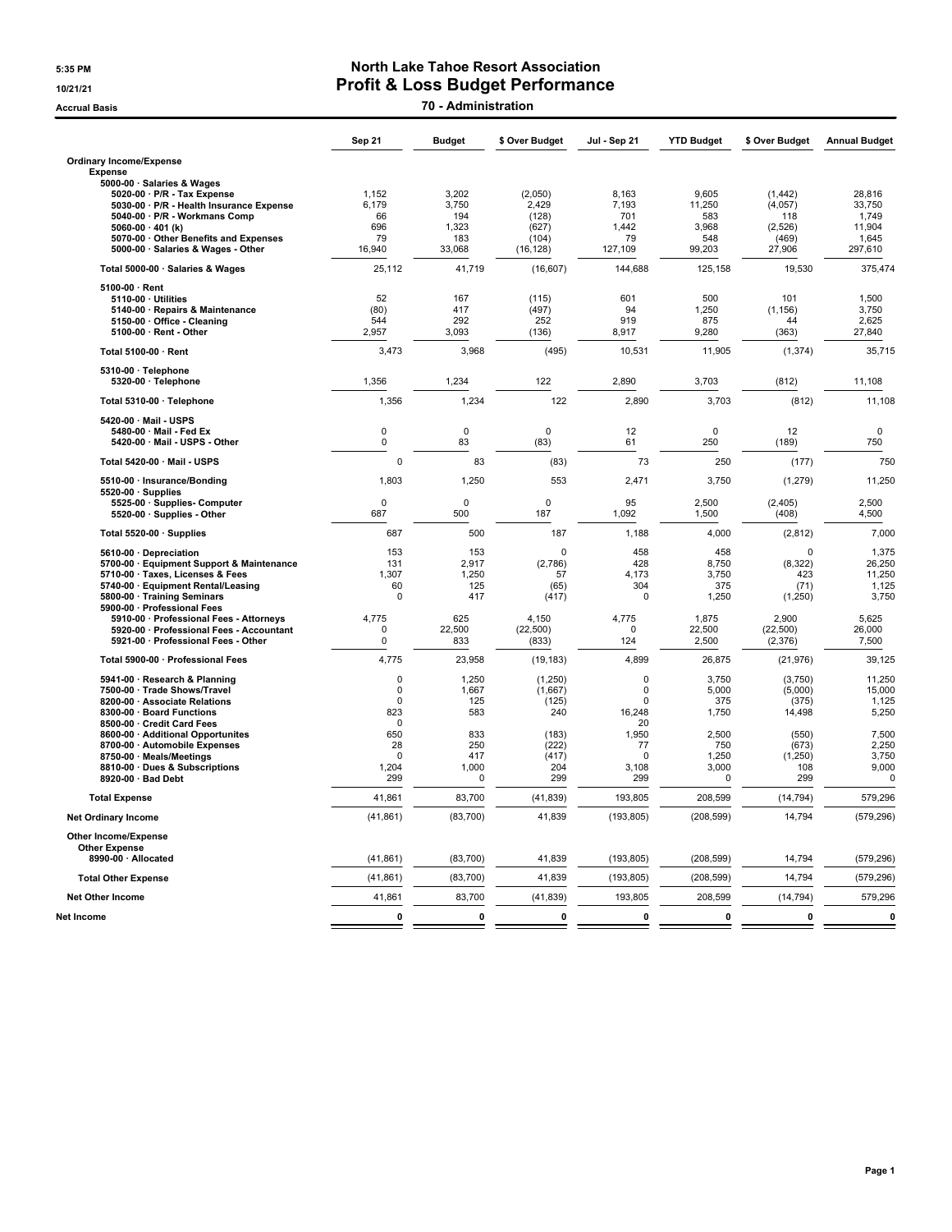5:35 PM
10/21/21
Accrual Basis

# North Lake Tahoe Resort Association
## Profit & Loss Budget Performance
### 70 - Administration

| | Sep 21 | Budget | $ Over Budget | Jul - Sep 21 | YTD Budget | $ Over Budget | Annual Budget |
|---|---|---|---|---|---|---|---|
| **Ordinary Income/Expense** | | | | | | | |
| **Expense** | | | | | | | |
| **5000-00 · Salaries & Wages** | | | | | | | |
| **5020-00 · P/R - Tax Expense** | 1,152 | 3,202 | (2,050) | 8,163 | 9,605 | (1,442) | 28,816 |
| **5030-00 · P/R - Health Insurance Expense** | 6,179 | 3,750 | 2,429 | 7,193 | 11,250 | (4,057) | 33,750 |
| **5040-00 · P/R - Workmans Comp** | 66 | 194 | (128) | 701 | 583 | 118 | 1,749 |
| **5060-00 · 401 (k)** | 696 | 1,323 | (627) | 1,442 | 3,968 | (2,526) | 11,904 |
| **5070-00 · Other Benefits and Expenses** | 79 | 183 | (104) | 79 | 548 | (469) | 1,645 |
| **5000-00 · Salaries & Wages - Other** | 16,940 | 33,068 | (16,128) | 127,109 | 99,203 | 27,906 | 297,610 |
| **Total 5000-00 · Salaries & Wages** | 25,112 | 41,719 | (16,607) | 144,688 | 125,158 | 19,530 | 375,474 |
| **5100-00 · Rent** | | | | | | | |
| **5110-00 · Utilities** | 52 | 167 | (115) | 601 | 500 | 101 | 1,500 |
| **5140-00 · Repairs & Maintenance** | (80) | 417 | (497) | 94 | 1,250 | (1,156) | 3,750 |
| **5150-00 · Office - Cleaning** | 544 | 292 | 252 | 919 | 875 | 44 | 2,625 |
| **5100-00 · Rent - Other** | 2,957 | 3,093 | (136) | 8,917 | 9,280 | (363) | 27,840 |
| **Total 5100-00 · Rent** | 3,473 | 3,968 | (495) | 10,531 | 11,905 | (1,374) | 35,715 |
| **5310-00 · Telephone** | | | | | | | |
| **5320-00 · Telephone** | 1,356 | 1,234 | 122 | 2,890 | 3,703 | (812) | 11,108 |
| **Total 5310-00 · Telephone** | 1,356 | 1,234 | 122 | 2,890 | 3,703 | (812) | 11,108 |
| **5420-00 · Mail - USPS** | | | | | | | |
| **5480-00 · Mail - Fed Ex** | 0 | 0 | 0 | 12 | 0 | 12 | 0 |
| **5420-00 · Mail - USPS - Other** | 0 | 83 | (83) | 61 | 250 | (189) | 750 |
| **Total 5420-00 · Mail - USPS** | 0 | 83 | (83) | 73 | 250 | (177) | 750 |
| **5510-00 · Insurance/Bonding** | 1,803 | 1,250 | 553 | 2,471 | 3,750 | (1,279) | 11,250 |
| **5520-00 · Supplies** | | | | | | | |
| **5525-00 · Supplies- Computer** | 0 | 0 | 0 | 95 | 2,500 | (2,405) | 2,500 |
| **5520-00 · Supplies - Other** | 687 | 500 | 187 | 1,092 | 1,500 | (408) | 4,500 |
| **Total 5520-00 · Supplies** | 687 | 500 | 187 | 1,188 | 4,000 | (2,812) | 7,000 |
| **5610-00 · Depreciation** | 153 | 153 | 0 | 458 | 458 | 0 | 1,375 |
| **5700-00 · Equipment Support & Maintenance** | 131 | 2,917 | (2,786) | 428 | 8,750 | (8,322) | 26,250 |
| **5710-00 · Taxes, Licenses & Fees** | 1,307 | 1,250 | 57 | 4,173 | 3,750 | 423 | 11,250 |
| **5740-00 · Equipment Rental/Leasing** | 60 | 125 | (65) | 304 | 375 | (71) | 1,125 |
| **5800-00 · Training Seminars** | 0 | 417 | (417) | 0 | 1,250 | (1,250) | 3,750 |
| **5900-00 · Professional Fees** | | | | | | | |
| **5910-00 · Professional Fees - Attorneys** | 4,775 | 625 | 4,150 | 4,775 | 1,875 | 2,900 | 5,625 |
| **5920-00 · Professional Fees - Accountant** | 0 | 22,500 | (22,500) | 0 | 22,500 | (22,500) | 26,000 |
| **5921-00 · Professional Fees - Other** | 0 | 833 | (833) | 124 | 2,500 | (2,376) | 7,500 |
| **Total 5900-00 · Professional Fees** | 4,775 | 23,958 | (19,183) | 4,899 | 26,875 | (21,976) | 39,125 |
| **5941-00 · Research & Planning** | 0 | 1,250 | (1,250) | 0 | 3,750 | (3,750) | 11,250 |
| **7500-00 · Trade Shows/Travel** | 0 | 1,667 | (1,667) | 0 | 5,000 | (5,000) | 15,000 |
| **8200-00 · Associate Relations** | 0 | 125 | (125) | 0 | 375 | (375) | 1,125 |
| **8300-00 · Board Functions** | 823 | 583 | 240 | 16,248 | 1,750 | 14,498 | 5,250 |
| **8500-00 · Credit Card Fees** | 0 | | | 20 | | | |
| **8600-00 · Additional Opportunites** | 650 | 833 | (183) | 1,950 | 2,500 | (550) | 7,500 |
| **8700-00 · Automobile Expenses** | 28 | 250 | (222) | 77 | 750 | (673) | 2,250 |
| **8750-00 · Meals/Meetings** | 0 | 417 | (417) | 0 | 1,250 | (1,250) | 3,750 |
| **8810-00 · Dues & Subscriptions** | 1,204 | 1,000 | 204 | 3,108 | 3,000 | 108 | 9,000 |
| **8920-00 · Bad Debt** | 299 | 0 | 299 | 299 | 0 | 299 | 0 |
| **Total Expense** | 41,861 | 83,700 | (41,839) | 193,805 | 208,599 | (14,794) | 579,296 |
| **Net Ordinary Income** | (41,861) | (83,700) | 41,839 | (193,805) | (208,599) | 14,794 | (579,296) |
| **Other Income/Expense** | | | | | | | |
| **Other Expense** | | | | | | | |
| **8990-00 · Allocated** | (41,861) | (83,700) | 41,839 | (193,805) | (208,599) | 14,794 | (579,296) |
| **Total Other Expense** | (41,861) | (83,700) | 41,839 | (193,805) | (208,599) | 14,794 | (579,296) |
| **Net Other Income** | 41,861 | 83,700 | (41,839) | 193,805 | 208,599 | (14,794) | 579,296 |
| **Net Income** | 0 | 0 | 0 | 0 | 0 | 0 | 0 |